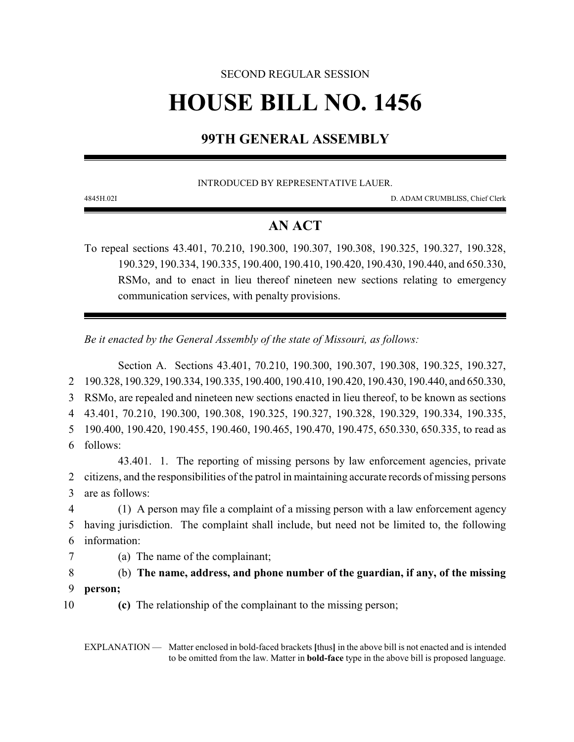SECOND REGULAR SESSION

# HOUSE BILL NO. 1456

## 99TH GENERAL ASSEMBLY

INTRODUCED BY REPRESENTATIVE LAUER.

4845H.02I D. ADAM CRUMBLISS, Chief Clerk

## AN ACT

To repeal sections 43.401, 70.210, 190.300, 190.307, 190.308, 190.325, 190.327, 190.328, 190.329, 190.334, 190.335, 190.400, 190.410, 190.420, 190.430, 190.440, and 650.330, RSMo, and to enact in lieu thereof nineteen new sections relating to emergency communication services, with penalty provisions.

*Be it enacted by the General Assembly of the state of Missouri, as follows:*

Section A. Sections 43.401, 70.210, 190.300, 190.307, 190.308, 190.325, 190.327, 190.328, 190.329, 190.334, 190.335, 190.400, 190.410, 190.420, 190.430, 190.440, and 650.330, RSMo, are repealed and nineteen new sections enacted in lieu thereof, to be known as sections 43.401, 70.210, 190.300, 190.308, 190.325, 190.327, 190.328, 190.329, 190.334, 190.335, 190.400, 190.420, 190.455, 190.460, 190.465, 190.470, 190.475, 650.330, 650.335, to read as follows:

43.401. 1. The reporting of missing persons by law enforcement agencies, private citizens, and the responsibilities of the patrol in maintaining accurate records of missing persons are as follows:

(1) A person may file a complaint of a missing person with a law enforcement agency having jurisdiction. The complaint shall include, but need not be limited to, the following information:

(a) The name of the complainant;

(b) **The name, address, and phone number of the guardian, if any, of the missing person;**

**(c)** The relationship of the complainant to the missing person;

EXPLANATION — Matter enclosed in bold-faced brackets **[**thus**]** in the above bill is not enacted and is intended to be omitted from the law. Matter in **bold-face** type in the above bill is proposed language.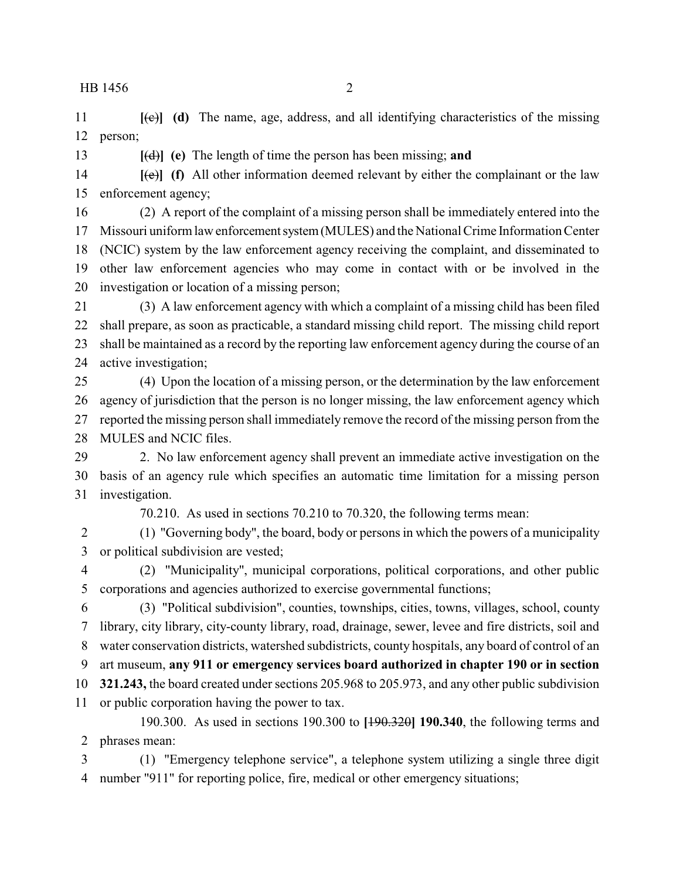11 [~~(c)~~] **(d)** The name, age, address, and all identifying characteristics of the missing
12 person;

13 [~~(d)~~] **(e)** The length of time the person has been missing; **and**

14 [~~(e)~~] **(f)** All other information deemed relevant by either the complainant or the law
15 enforcement agency;

16 (2) A report of the complaint of a missing person shall be immediately entered into the
17 Missouri uniform law enforcement system (MULES) and the National Crime Information Center
18 (NCIC) system by the law enforcement agency receiving the complaint, and disseminated to
19 other law enforcement agencies who may come in contact with or be involved in the
20 investigation or location of a missing person;

21 (3) A law enforcement agency with which a complaint of a missing child has been filed
22 shall prepare, as soon as practicable, a standard missing child report. The missing child report
23 shall be maintained as a record by the reporting law enforcement agency during the course of an
24 active investigation;

25 (4) Upon the location of a missing person, or the determination by the law enforcement
26 agency of jurisdiction that the person is no longer missing, the law enforcement agency which
27 reported the missing person shall immediately remove the record of the missing person from the
28 MULES and NCIC files.

29 2. No law enforcement agency shall prevent an immediate active investigation on the
30 basis of an agency rule which specifies an automatic time limitation for a missing person
31 investigation.

70.210. As used in sections 70.210 to 70.320, the following terms mean:

2 (1) "Governing body", the board, body or persons in which the powers of a municipality
3 or political subdivision are vested;

4 (2) "Municipality", municipal corporations, political corporations, and other public
5 corporations and agencies authorized to exercise governmental functions;

6 (3) "Political subdivision", counties, townships, cities, towns, villages, school, county
7 library, city library, city-county library, road, drainage, sewer, levee and fire districts, soil and
8 water conservation districts, watershed subdistricts, county hospitals, any board of control of an
9 art museum, **any 911 or emergency services board authorized in chapter 190 or in section**
10 **321.243,** the board created under sections 205.968 to 205.973, and any other public subdivision
11 or public corporation having the power to tax.

190.300. As used in sections 190.300 to [~~190.320~~] **190.340**, the following terms and
2 phrases mean:

3 (1) "Emergency telephone service", a telephone system utilizing a single three digit
4 number "911" for reporting police, fire, medical or other emergency situations;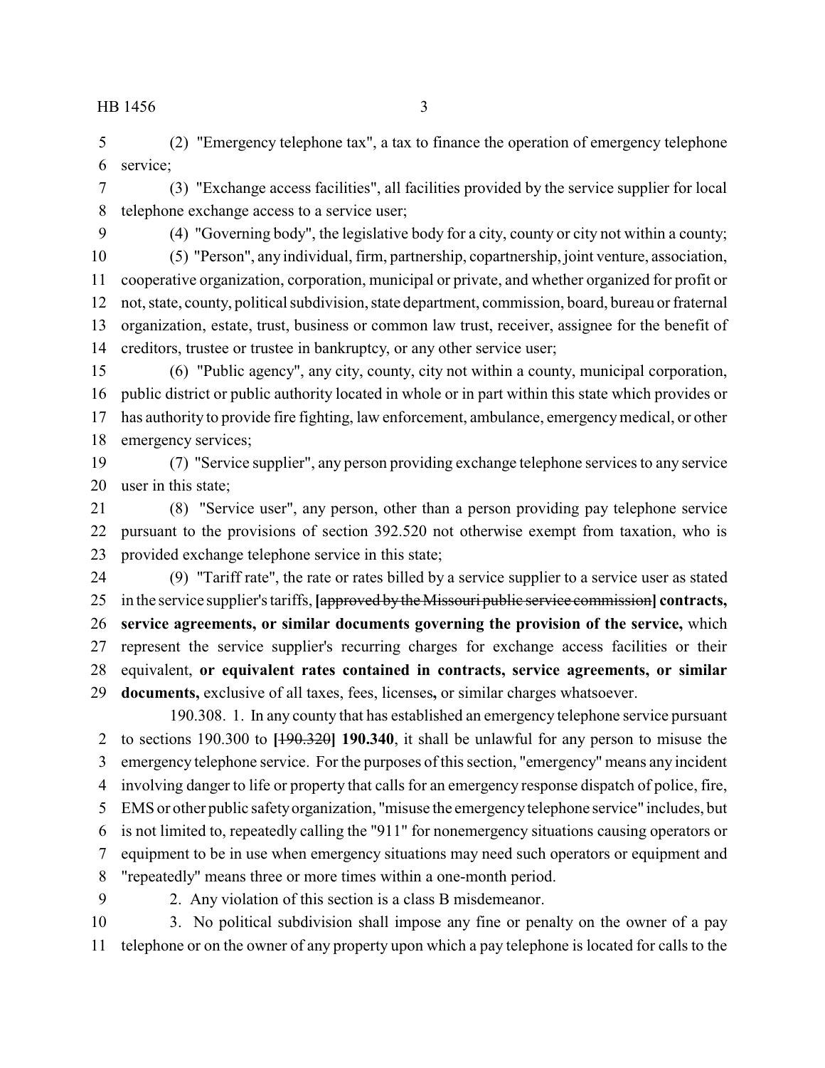(2) "Emergency telephone tax", a tax to finance the operation of emergency telephone service;

(3) "Exchange access facilities", all facilities provided by the service supplier for local telephone exchange access to a service user;

(4) "Governing body", the legislative body for a city, county or city not within a county;

(5) "Person", any individual, firm, partnership, copartnership, joint venture, association, cooperative organization, corporation, municipal or private, and whether organized for profit or not, state, county, political subdivision, state department, commission, board, bureau or fraternal organization, estate, trust, business or common law trust, receiver, assignee for the benefit of creditors, trustee or trustee in bankruptcy, or any other service user;

(6) "Public agency", any city, county, city not within a county, municipal corporation, public district or public authority located in whole or in part within this state which provides or has authority to provide fire fighting, law enforcement, ambulance, emergency medical, or other emergency services;

(7) "Service supplier", any person providing exchange telephone services to any service user in this state;

(8) "Service user", any person, other than a person providing pay telephone service pursuant to the provisions of section 392.520 not otherwise exempt from taxation, who is provided exchange telephone service in this state;

(9) "Tariff rate", the rate or rates billed by a service supplier to a service user as stated in the service supplier's tariffs, [~~approved by the Missouri public service commission~~] **contracts, service agreements, or similar documents governing the provision of the service,** which represent the service supplier's recurring charges for exchange access facilities or their equivalent, **or equivalent rates contained in contracts, service agreements, or similar documents,** exclusive of all taxes, fees, licenses**,** or similar charges whatsoever.

190.308. 1. In any county that has established an emergency telephone service pursuant to sections 190.300 to [~~190.320~~] **190.340**, it shall be unlawful for any person to misuse the emergency telephone service. For the purposes of this section, "emergency" means any incident involving danger to life or property that calls for an emergency response dispatch of police, fire, EMS or other public safety organization, "misuse the emergency telephone service" includes, but is not limited to, repeatedly calling the "911" for nonemergency situations causing operators or equipment to be in use when emergency situations may need such operators or equipment and "repeatedly" means three or more times within a one-month period.

2. Any violation of this section is a class B misdemeanor.

3. No political subdivision shall impose any fine or penalty on the owner of a pay telephone or on the owner of any property upon which a pay telephone is located for calls to the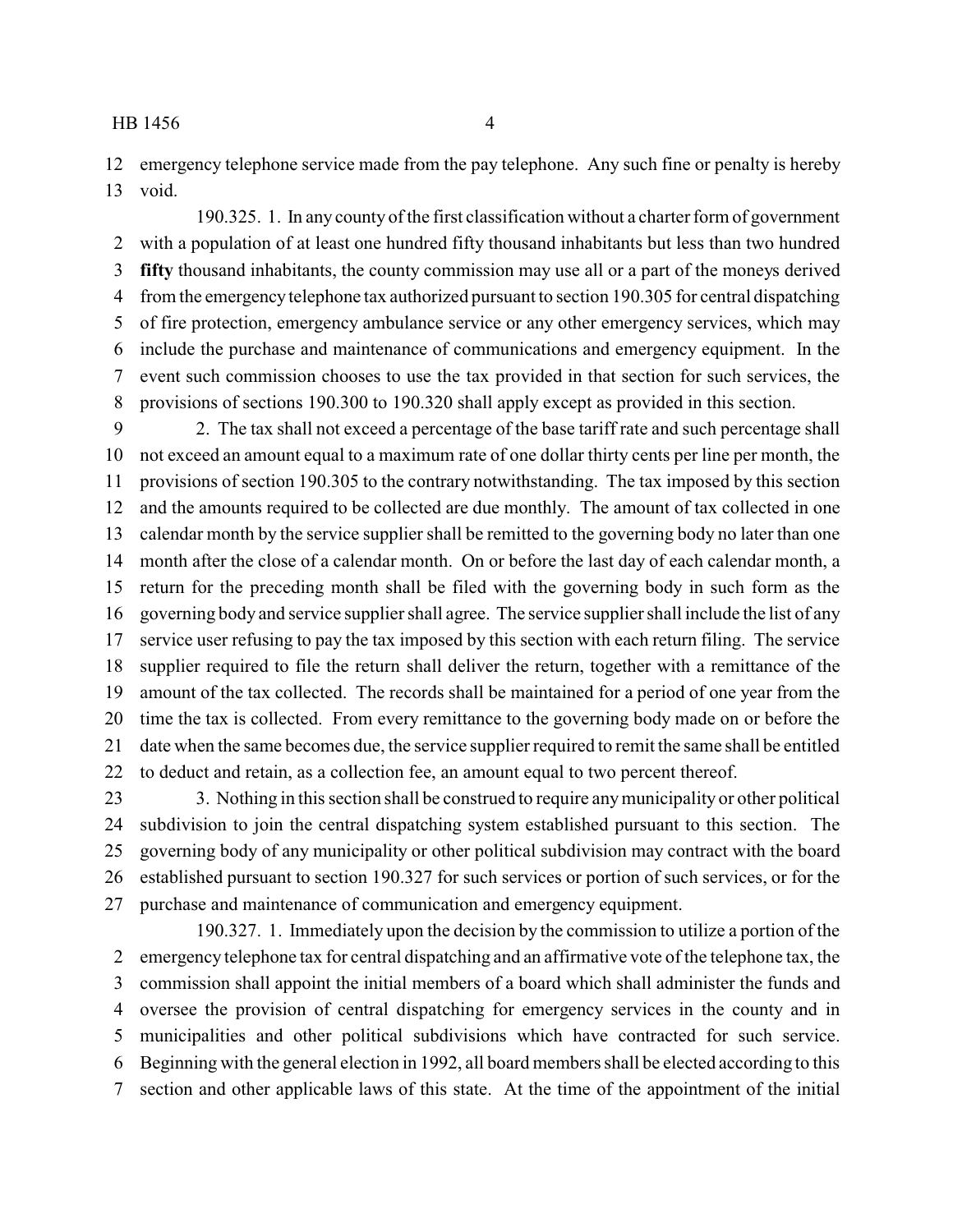emergency telephone service made from the pay telephone. Any such fine or penalty is hereby void.

190.325. 1. In any county of the first classification without a charter form of government with a population of at least one hundred fifty thousand inhabitants but less than two hundred **fifty** thousand inhabitants, the county commission may use all or a part of the moneys derived from the emergency telephone tax authorized pursuant to section 190.305 for central dispatching of fire protection, emergency ambulance service or any other emergency services, which may include the purchase and maintenance of communications and emergency equipment. In the event such commission chooses to use the tax provided in that section for such services, the provisions of sections 190.300 to 190.320 shall apply except as provided in this section.

2. The tax shall not exceed a percentage of the base tariff rate and such percentage shall not exceed an amount equal to a maximum rate of one dollar thirty cents per line per month, the provisions of section 190.305 to the contrary notwithstanding. The tax imposed by this section and the amounts required to be collected are due monthly. The amount of tax collected in one calendar month by the service supplier shall be remitted to the governing body no later than one month after the close of a calendar month. On or before the last day of each calendar month, a return for the preceding month shall be filed with the governing body in such form as the governing body and service supplier shall agree. The service supplier shall include the list of any service user refusing to pay the tax imposed by this section with each return filing. The service supplier required to file the return shall deliver the return, together with a remittance of the amount of the tax collected. The records shall be maintained for a period of one year from the time the tax is collected. From every remittance to the governing body made on or before the date when the same becomes due, the service supplier required to remit the same shall be entitled to deduct and retain, as a collection fee, an amount equal to two percent thereof.

3. Nothing in this section shall be construed to require any municipality or other political subdivision to join the central dispatching system established pursuant to this section. The governing body of any municipality or other political subdivision may contract with the board established pursuant to section 190.327 for such services or portion of such services, or for the purchase and maintenance of communication and emergency equipment.

190.327. 1. Immediately upon the decision by the commission to utilize a portion of the emergency telephone tax for central dispatching and an affirmative vote of the telephone tax, the commission shall appoint the initial members of a board which shall administer the funds and oversee the provision of central dispatching for emergency services in the county and in municipalities and other political subdivisions which have contracted for such service. Beginning with the general election in 1992, all board members shall be elected according to this section and other applicable laws of this state. At the time of the appointment of the initial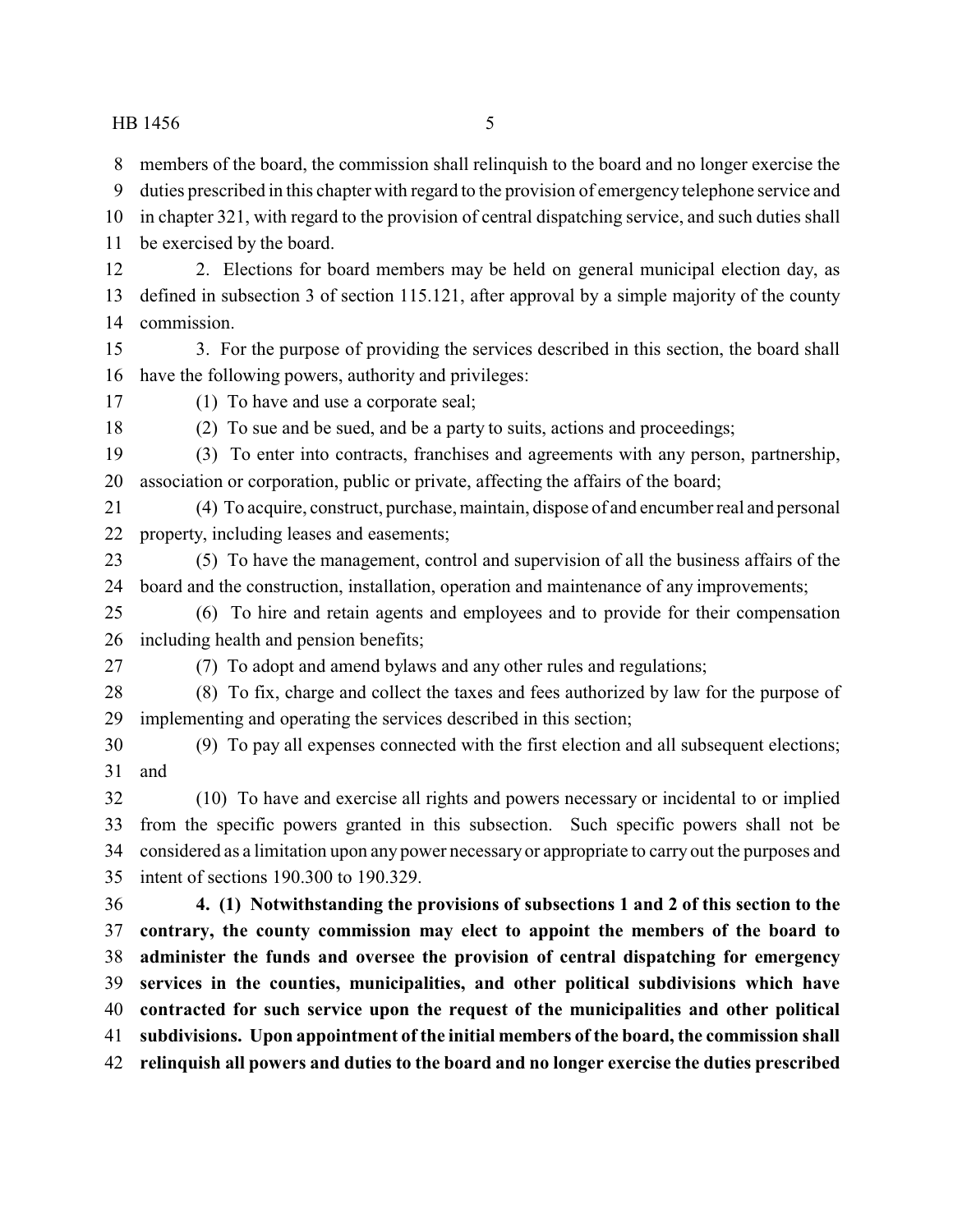members of the board, the commission shall relinquish to the board and no longer exercise the duties prescribed in this chapter with regard to the provision of emergency telephone service and in chapter 321, with regard to the provision of central dispatching service, and such duties shall be exercised by the board.

2. Elections for board members may be held on general municipal election day, as defined in subsection 3 of section 115.121, after approval by a simple majority of the county commission.

3. For the purpose of providing the services described in this section, the board shall have the following powers, authority and privileges:

(1) To have and use a corporate seal;

(2) To sue and be sued, and be a party to suits, actions and proceedings;

(3) To enter into contracts, franchises and agreements with any person, partnership, association or corporation, public or private, affecting the affairs of the board;

(4) To acquire, construct, purchase, maintain, dispose of and encumber real and personal property, including leases and easements;

(5) To have the management, control and supervision of all the business affairs of the board and the construction, installation, operation and maintenance of any improvements;

(6) To hire and retain agents and employees and to provide for their compensation including health and pension benefits;

(7) To adopt and amend bylaws and any other rules and regulations;

(8) To fix, charge and collect the taxes and fees authorized by law for the purpose of implementing and operating the services described in this section;

(9) To pay all expenses connected with the first election and all subsequent elections; and

(10) To have and exercise all rights and powers necessary or incidental to or implied from the specific powers granted in this subsection. Such specific powers shall not be considered as a limitation upon any power necessary or appropriate to carry out the purposes and intent of sections 190.300 to 190.329.

**4. (1) Notwithstanding the provisions of subsections 1 and 2 of this section to the contrary, the county commission may elect to appoint the members of the board to administer the funds and oversee the provision of central dispatching for emergency services in the counties, municipalities, and other political subdivisions which have contracted for such service upon the request of the municipalities and other political subdivisions. Upon appointment of the initial members of the board, the commission shall relinquish all powers and duties to the board and no longer exercise the duties prescribed**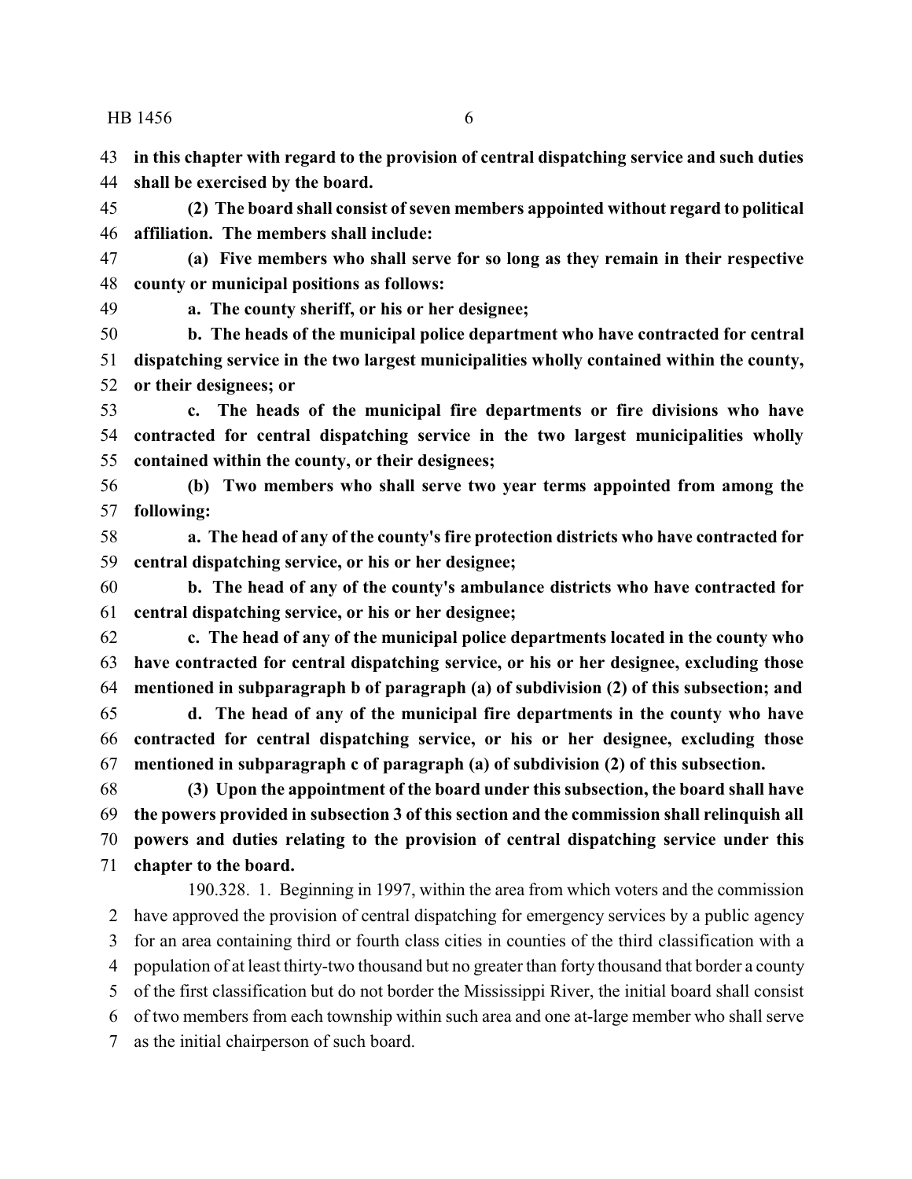**in this chapter with regard to the provision of central dispatching service and such duties shall be exercised by the board.**

**(2) The board shall consist of seven members appointed without regard to political affiliation. The members shall include:**

**(a) Five members who shall serve for so long as they remain in their respective county or municipal positions as follows:**

**a. The county sheriff, or his or her designee;**

**b. The heads of the municipal police department who have contracted for central dispatching service in the two largest municipalities wholly contained within the county, or their designees; or**

**c. The heads of the municipal fire departments or fire divisions who have contracted for central dispatching service in the two largest municipalities wholly contained within the county, or their designees;**

**(b) Two members who shall serve two year terms appointed from among the following:**

**a. The head of any of the county's fire protection districts who have contracted for central dispatching service, or his or her designee;**

**b. The head of any of the county's ambulance districts who have contracted for central dispatching service, or his or her designee;**

**c. The head of any of the municipal police departments located in the county who have contracted for central dispatching service, or his or her designee, excluding those mentioned in subparagraph b of paragraph (a) of subdivision (2) of this subsection; and**

**d. The head of any of the municipal fire departments in the county who have contracted for central dispatching service, or his or her designee, excluding those mentioned in subparagraph c of paragraph (a) of subdivision (2) of this subsection.**

**(3) Upon the appointment of the board under this subsection, the board shall have the powers provided in subsection 3 of this section and the commission shall relinquish all powers and duties relating to the provision of central dispatching service under this chapter to the board.**

190.328. 1. Beginning in 1997, within the area from which voters and the commission have approved the provision of central dispatching for emergency services by a public agency for an area containing third or fourth class cities in counties of the third classification with a population of at least thirty-two thousand but no greater than forty thousand that border a county of the first classification but do not border the Mississippi River, the initial board shall consist of two members from each township within such area and one at-large member who shall serve as the initial chairperson of such board.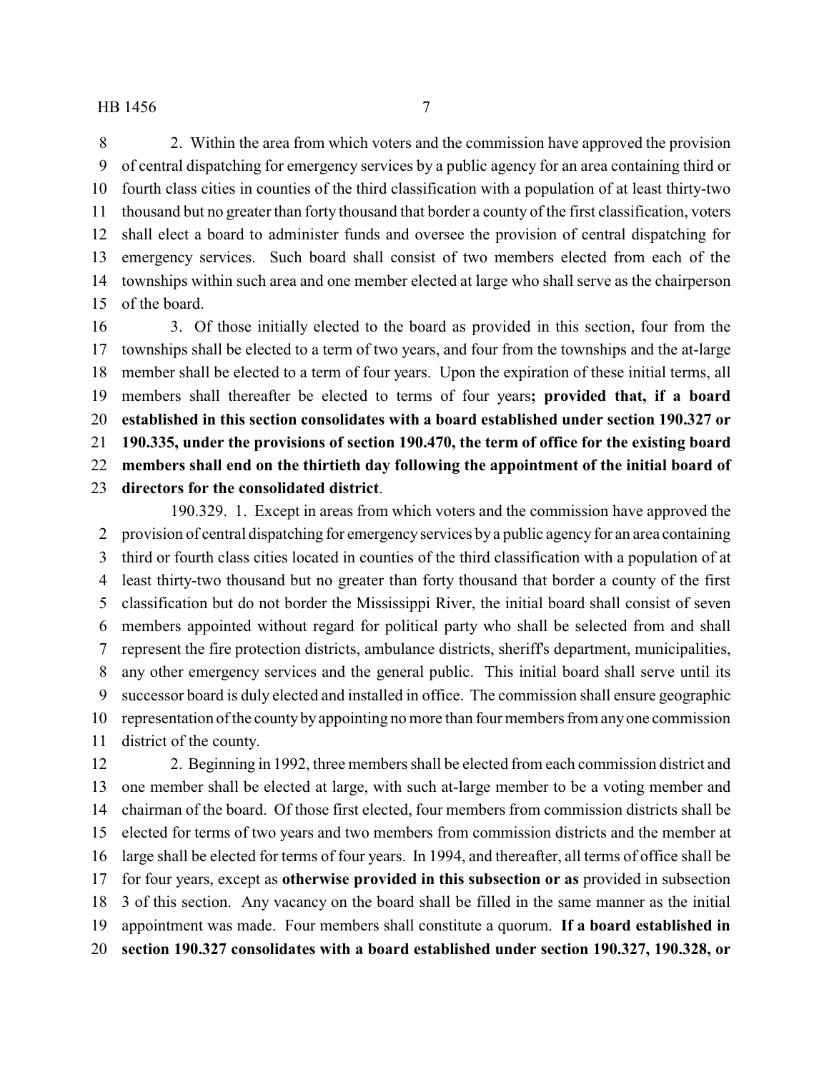2. Within the area from which voters and the commission have approved the provision of central dispatching for emergency services by a public agency for an area containing third or fourth class cities in counties of the third classification with a population of at least thirty-two thousand but no greater than forty thousand that border a county of the first classification, voters shall elect a board to administer funds and oversee the provision of central dispatching for emergency services. Such board shall consist of two members elected from each of the townships within such area and one member elected at large who shall serve as the chairperson of the board.

3. Of those initially elected to the board as provided in this section, four from the townships shall be elected to a term of two years, and four from the townships and the at-large member shall be elected to a term of four years. Upon the expiration of these initial terms, all members shall thereafter be elected to terms of four years**; provided that, if a board established in this section consolidates with a board established under section 190.327 or 190.335, under the provisions of section 190.470, the term of office for the existing board members shall end on the thirtieth day following the appointment of the initial board of directors for the consolidated district**.

190.329. 1. Except in areas from which voters and the commission have approved the provision of central dispatching for emergency services by a public agency for an area containing third or fourth class cities located in counties of the third classification with a population of at least thirty-two thousand but no greater than forty thousand that border a county of the first classification but do not border the Mississippi River, the initial board shall consist of seven members appointed without regard for political party who shall be selected from and shall represent the fire protection districts, ambulance districts, sheriff's department, municipalities, any other emergency services and the general public. This initial board shall serve until its successor board is duly elected and installed in office. The commission shall ensure geographic representation of the county by appointing no more than four members from any one commission district of the county.

2. Beginning in 1992, three members shall be elected from each commission district and one member shall be elected at large, with such at-large member to be a voting member and chairman of the board. Of those first elected, four members from commission districts shall be elected for terms of two years and two members from commission districts and the member at large shall be elected for terms of four years. In 1994, and thereafter, all terms of office shall be for four years, except as **otherwise provided in this subsection or as** provided in subsection 3 of this section. Any vacancy on the board shall be filled in the same manner as the initial appointment was made. Four members shall constitute a quorum. **If a board established in section 190.327 consolidates with a board established under section 190.327, 190.328, or**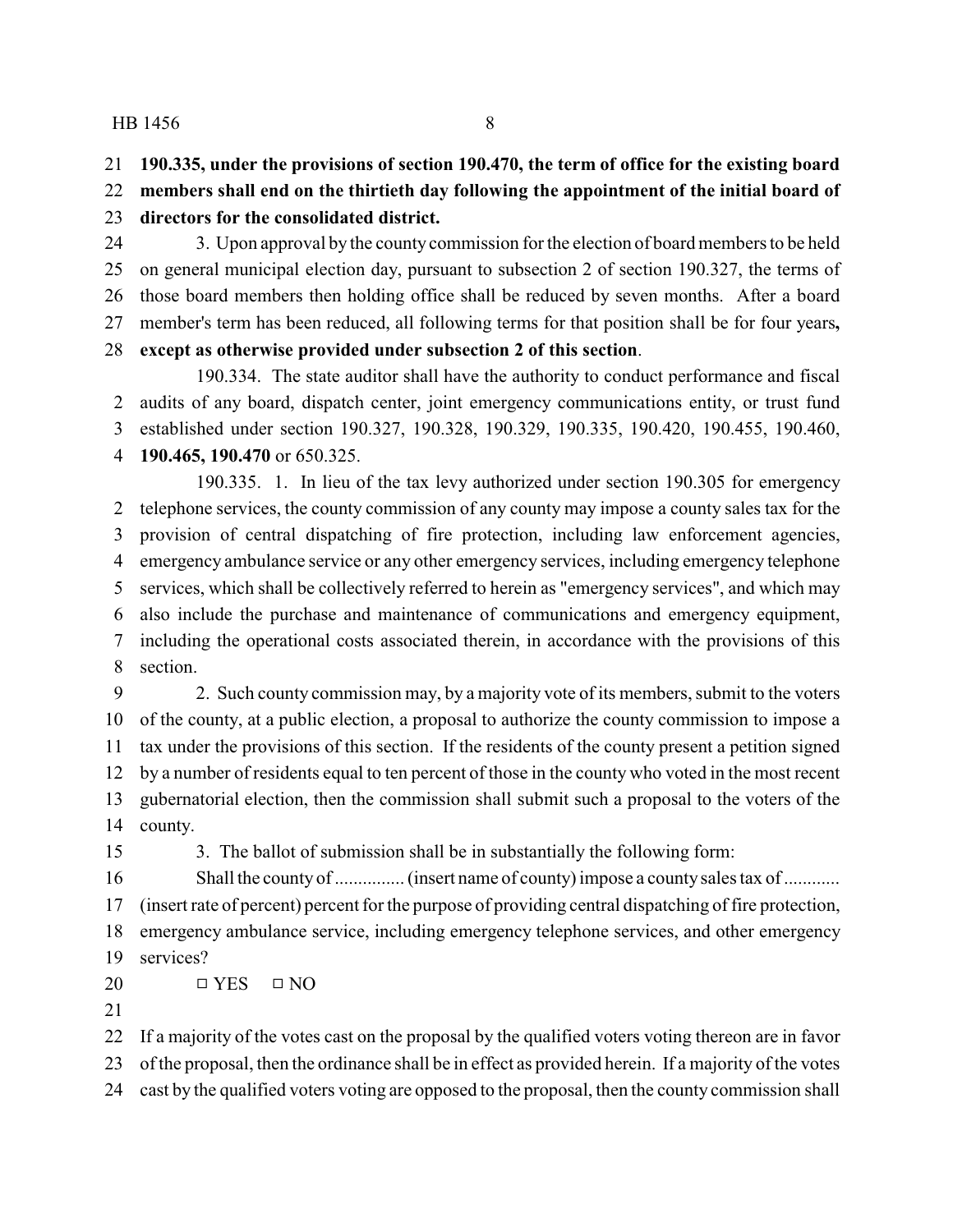**190.335, under the provisions of section 190.470, the term of office for the existing board members shall end on the thirtieth day following the appointment of the initial board of directors for the consolidated district.**

3. Upon approval by the county commission for the election of board members to be held on general municipal election day, pursuant to subsection 2 of section 190.327, the terms of those board members then holding office shall be reduced by seven months. After a board member's term has been reduced, all following terms for that position shall be for four years**, except as otherwise provided under subsection 2 of this section**.

190.334. The state auditor shall have the authority to conduct performance and fiscal audits of any board, dispatch center, joint emergency communications entity, or trust fund established under section 190.327, 190.328, 190.329, 190.335, 190.420, 190.455, 190.460, **190.465, 190.470** or 650.325.

190.335. 1. In lieu of the tax levy authorized under section 190.305 for emergency telephone services, the county commission of any county may impose a county sales tax for the provision of central dispatching of fire protection, including law enforcement agencies, emergency ambulance service or any other emergency services, including emergency telephone services, which shall be collectively referred to herein as "emergency services", and which may also include the purchase and maintenance of communications and emergency equipment, including the operational costs associated therein, in accordance with the provisions of this section.

2. Such county commission may, by a majority vote of its members, submit to the voters of the county, at a public election, a proposal to authorize the county commission to impose a tax under the provisions of this section. If the residents of the county present a petition signed by a number of residents equal to ten percent of those in the county who voted in the most recent gubernatorial election, then the commission shall submit such a proposal to the voters of the county.

3. The ballot of submission shall be in substantially the following form:

Shall the county of ............... (insert name of county) impose a county sales tax of ............ (insert rate of percent) percent for the purpose of providing central dispatching of fire protection, emergency ambulance service, including emergency telephone services, and other emergency services?

□ YES □ NO

If a majority of the votes cast on the proposal by the qualified voters voting thereon are in favor of the proposal, then the ordinance shall be in effect as provided herein. If a majority of the votes cast by the qualified voters voting are opposed to the proposal, then the county commission shall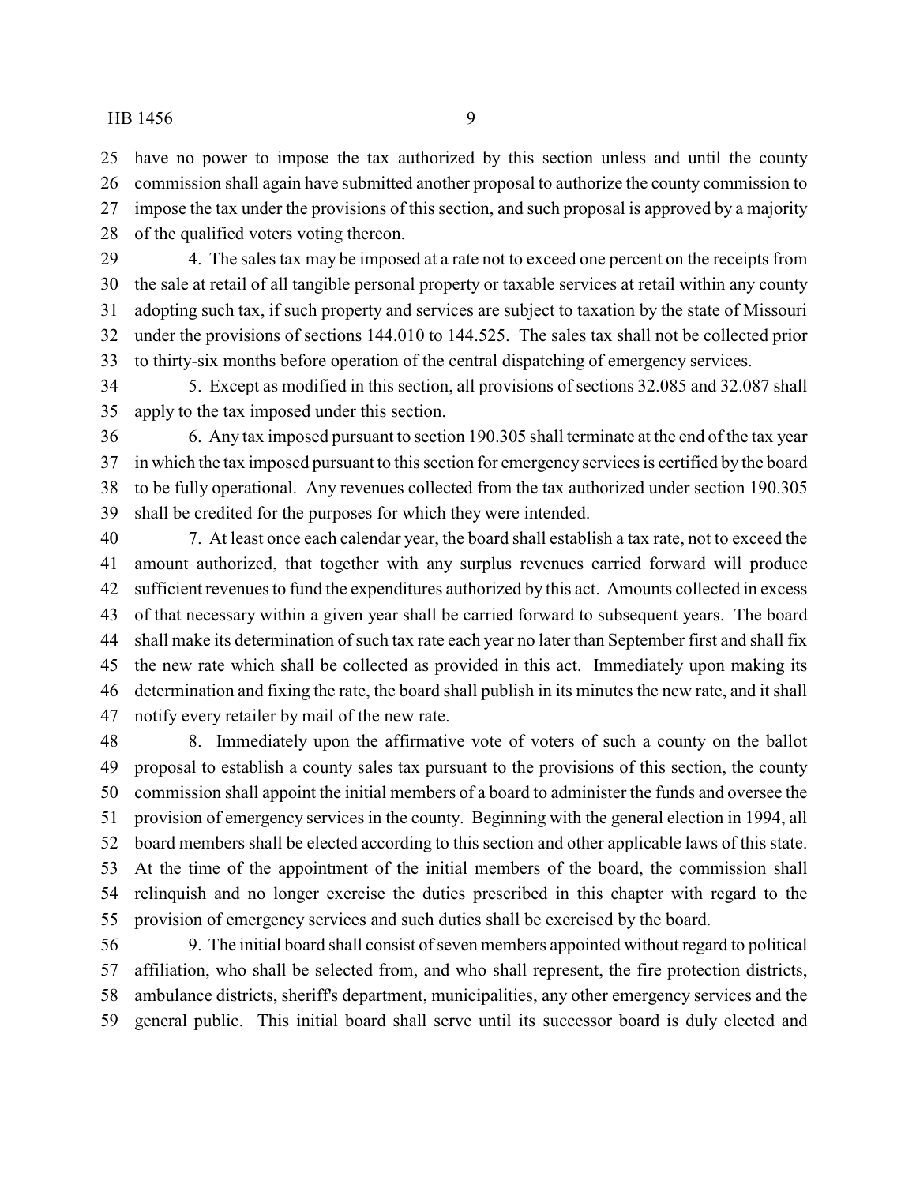have no power to impose the tax authorized by this section unless and until the county commission shall again have submitted another proposal to authorize the county commission to impose the tax under the provisions of this section, and such proposal is approved by a majority of the qualified voters voting thereon.

4. The sales tax may be imposed at a rate not to exceed one percent on the receipts from the sale at retail of all tangible personal property or taxable services at retail within any county adopting such tax, if such property and services are subject to taxation by the state of Missouri under the provisions of sections 144.010 to 144.525. The sales tax shall not be collected prior to thirty-six months before operation of the central dispatching of emergency services.

5. Except as modified in this section, all provisions of sections 32.085 and 32.087 shall apply to the tax imposed under this section.

6. Any tax imposed pursuant to section 190.305 shall terminate at the end of the tax year in which the tax imposed pursuant to this section for emergency services is certified by the board to be fully operational. Any revenues collected from the tax authorized under section 190.305 shall be credited for the purposes for which they were intended.

7. At least once each calendar year, the board shall establish a tax rate, not to exceed the amount authorized, that together with any surplus revenues carried forward will produce sufficient revenues to fund the expenditures authorized by this act. Amounts collected in excess of that necessary within a given year shall be carried forward to subsequent years. The board shall make its determination of such tax rate each year no later than September first and shall fix the new rate which shall be collected as provided in this act. Immediately upon making its determination and fixing the rate, the board shall publish in its minutes the new rate, and it shall notify every retailer by mail of the new rate.

8. Immediately upon the affirmative vote of voters of such a county on the ballot proposal to establish a county sales tax pursuant to the provisions of this section, the county commission shall appoint the initial members of a board to administer the funds and oversee the provision of emergency services in the county. Beginning with the general election in 1994, all board members shall be elected according to this section and other applicable laws of this state. At the time of the appointment of the initial members of the board, the commission shall relinquish and no longer exercise the duties prescribed in this chapter with regard to the provision of emergency services and such duties shall be exercised by the board.

9. The initial board shall consist of seven members appointed without regard to political affiliation, who shall be selected from, and who shall represent, the fire protection districts, ambulance districts, sheriff's department, municipalities, any other emergency services and the general public. This initial board shall serve until its successor board is duly elected and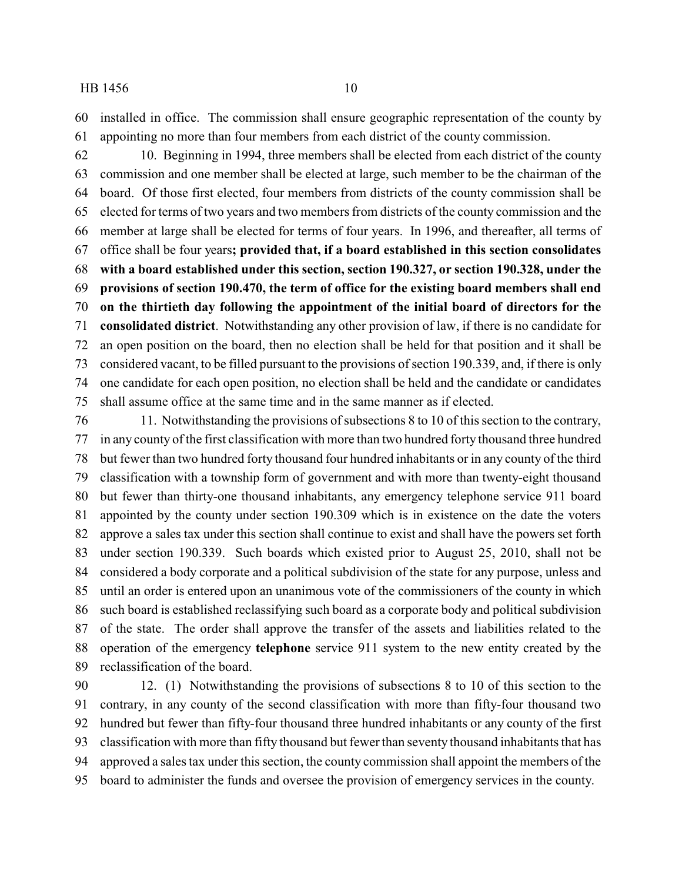installed in office. The commission shall ensure geographic representation of the county by appointing no more than four members from each district of the county commission.

10. Beginning in 1994, three members shall be elected from each district of the county commission and one member shall be elected at large, such member to be the chairman of the board. Of those first elected, four members from districts of the county commission shall be elected for terms of two years and two members from districts of the county commission and the member at large shall be elected for terms of four years. In 1996, and thereafter, all terms of office shall be four years**; provided that, if a board established in this section consolidates with a board established under this section, section 190.327, or section 190.328, under the provisions of section 190.470, the term of office for the existing board members shall end on the thirtieth day following the appointment of the initial board of directors for the consolidated district**. Notwithstanding any other provision of law, if there is no candidate for an open position on the board, then no election shall be held for that position and it shall be considered vacant, to be filled pursuant to the provisions of section 190.339, and, if there is only one candidate for each open position, no election shall be held and the candidate or candidates shall assume office at the same time and in the same manner as if elected.

11. Notwithstanding the provisions of subsections 8 to 10 of this section to the contrary, in any county of the first classification with more than two hundred forty thousand three hundred but fewer than two hundred forty thousand four hundred inhabitants or in any county of the third classification with a township form of government and with more than twenty-eight thousand but fewer than thirty-one thousand inhabitants, any emergency telephone service 911 board appointed by the county under section 190.309 which is in existence on the date the voters approve a sales tax under this section shall continue to exist and shall have the powers set forth under section 190.339. Such boards which existed prior to August 25, 2010, shall not be considered a body corporate and a political subdivision of the state for any purpose, unless and until an order is entered upon an unanimous vote of the commissioners of the county in which such board is established reclassifying such board as a corporate body and political subdivision of the state. The order shall approve the transfer of the assets and liabilities related to the operation of the emergency **telephone** service 911 system to the new entity created by the reclassification of the board.

12. (1) Notwithstanding the provisions of subsections 8 to 10 of this section to the contrary, in any county of the second classification with more than fifty-four thousand two hundred but fewer than fifty-four thousand three hundred inhabitants or any county of the first classification with more than fifty thousand but fewer than seventy thousand inhabitants that has approved a sales tax under this section, the county commission shall appoint the members of the board to administer the funds and oversee the provision of emergency services in the county.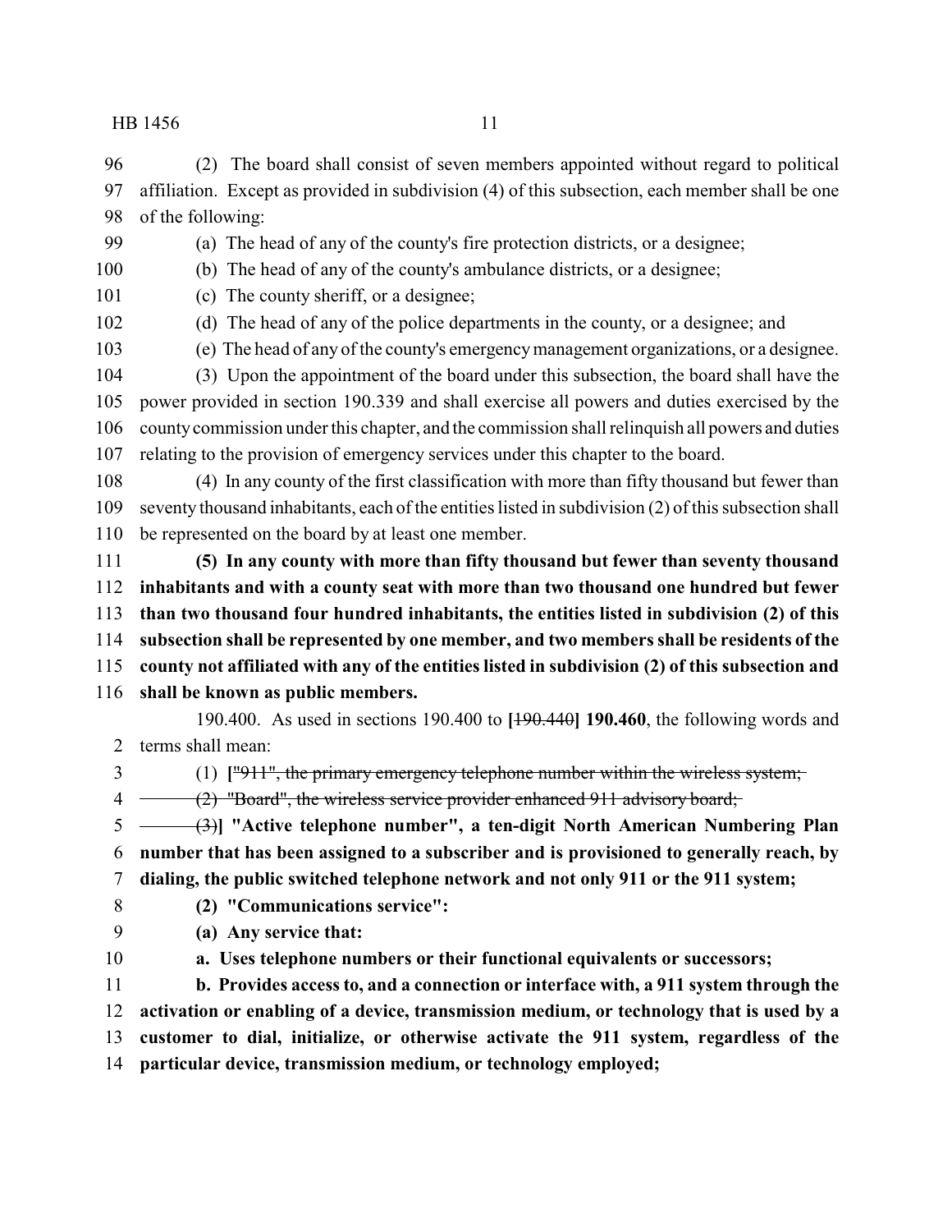(2) The board shall consist of seven members appointed without regard to political affiliation. Except as provided in subdivision (4) of this subsection, each member shall be one of the following:

(a) The head of any of the county's fire protection districts, or a designee;

(b) The head of any of the county's ambulance districts, or a designee;

(c) The county sheriff, or a designee;

(d) The head of any of the police departments in the county, or a designee; and

(e) The head of any of the county's emergency management organizations, or a designee.

(3) Upon the appointment of the board under this subsection, the board shall have the power provided in section 190.339 and shall exercise all powers and duties exercised by the county commission under this chapter, and the commission shall relinquish all powers and duties relating to the provision of emergency services under this chapter to the board.

(4) In any county of the first classification with more than fifty thousand but fewer than seventy thousand inhabitants, each of the entities listed in subdivision (2) of this subsection shall be represented on the board by at least one member.

**(5) In any county with more than fifty thousand but fewer than seventy thousand inhabitants and with a county seat with more than two thousand one hundred but fewer than two thousand four hundred inhabitants, the entities listed in subdivision (2) of this subsection shall be represented by one member, and two members shall be residents of the county not affiliated with any of the entities listed in subdivision (2) of this subsection and shall be known as public members.**

190.400. As used in sections 190.400 to **[**~~190.440~~**] 190.460**, the following words and terms shall mean:

(1) **[**~~"911", the primary emergency telephone number within the wireless system;~~

~~(2) "Board", the wireless service provider enhanced 911 advisory board;~~

~~(3)~~**] "Active telephone number", a ten-digit North American Numbering Plan number that has been assigned to a subscriber and is provisioned to generally reach, by dialing, the public switched telephone network and not only 911 or the 911 system;**

**(2) "Communications service":**

**(a) Any service that:**

**a. Uses telephone numbers or their functional equivalents or successors;**

**b. Provides access to, and a connection or interface with, a 911 system through the activation or enabling of a device, transmission medium, or technology that is used by a customer to dial, initialize, or otherwise activate the 911 system, regardless of the particular device, transmission medium, or technology employed;**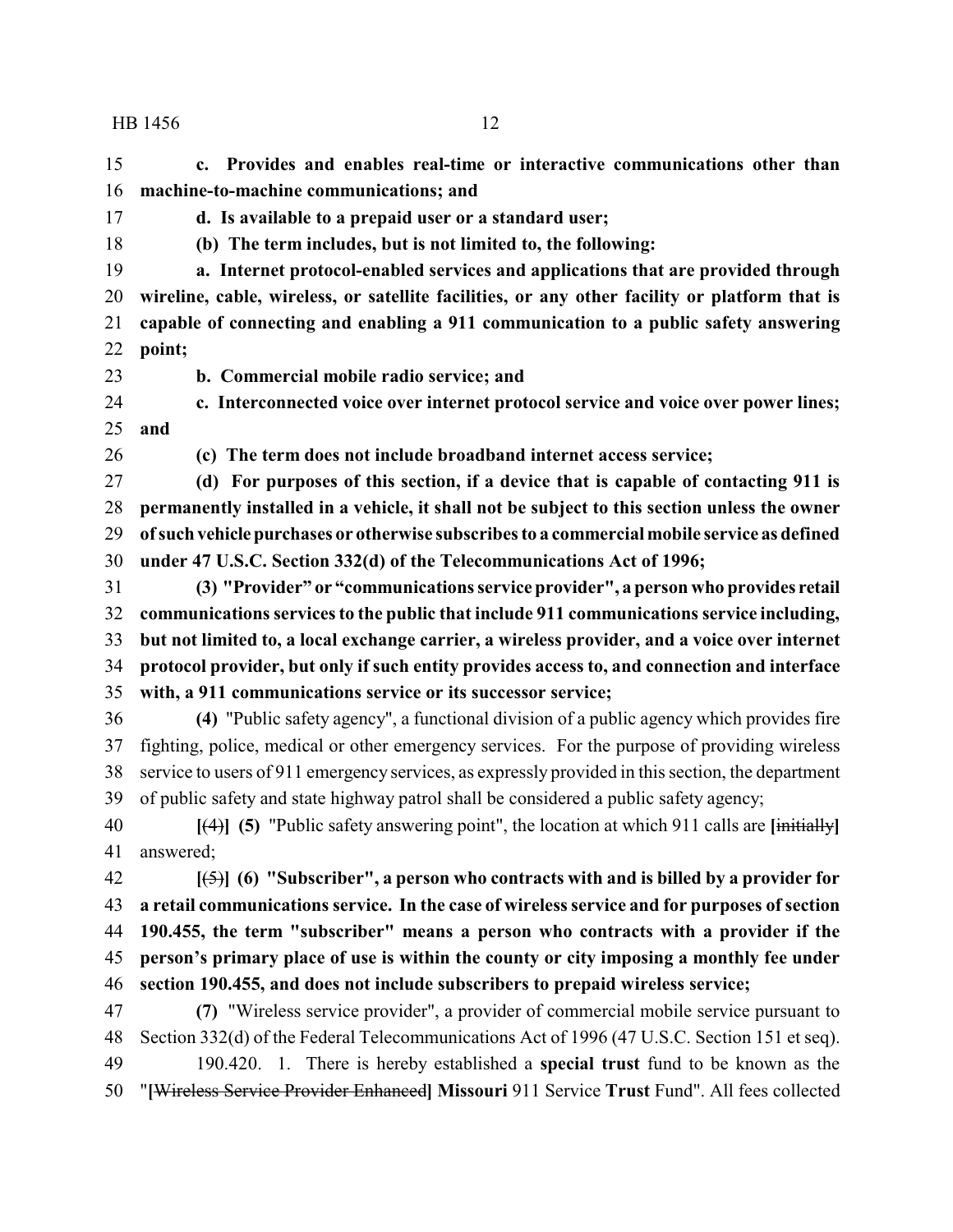**c. Provides and enables real-time or interactive communications other than machine-to-machine communications; and**

**d. Is available to a prepaid user or a standard user;**

**(b) The term includes, but is not limited to, the following:**

**a. Internet protocol-enabled services and applications that are provided through wireline, cable, wireless, or satellite facilities, or any other facility or platform that is capable of connecting and enabling a 911 communication to a public safety answering point;**

**b. Commercial mobile radio service; and**

**c. Interconnected voice over internet protocol service and voice over power lines; and**

**(c) The term does not include broadband internet access service;**

**(d) For purposes of this section, if a device that is capable of contacting 911 is permanently installed in a vehicle, it shall not be subject to this section unless the owner of such vehicle purchases or otherwise subscribes to a commercial mobile service as defined under 47 U.S.C. Section 332(d) of the Telecommunications Act of 1996;**

**(3) "Provider" or "communications service provider", a person who provides retail communications services to the public that include 911 communications service including, but not limited to, a local exchange carrier, a wireless provider, and a voice over internet protocol provider, but only if such entity provides access to, and connection and interface with, a 911 communications service or its successor service;**

**(4)** "Public safety agency", a functional division of a public agency which provides fire fighting, police, medical or other emergency services. For the purpose of providing wireless service to users of 911 emergency services, as expressly provided in this section, the department of public safety and state highway patrol shall be considered a public safety agency;

**[**~~(4)~~**] (5)** "Public safety answering point", the location at which 911 calls are **[**~~initially~~**]** answered;

**[**~~(5)~~**] (6) "Subscriber", a person who contracts with and is billed by a provider for a retail communications service. In the case of wireless service and for purposes of section 190.455, the term "subscriber" means a person who contracts with a provider if the person's primary place of use is within the county or city imposing a monthly fee under section 190.455, and does not include subscribers to prepaid wireless service;**

**(7)** "Wireless service provider", a provider of commercial mobile service pursuant to Section 332(d) of the Federal Telecommunications Act of 1996 (47 U.S.C. Section 151 et seq).

190.420. 1. There is hereby established a **special trust** fund to be known as the "**[**~~Wireless Service Provider Enhanced~~**] Missouri** 911 Service **Trust** Fund". All fees collected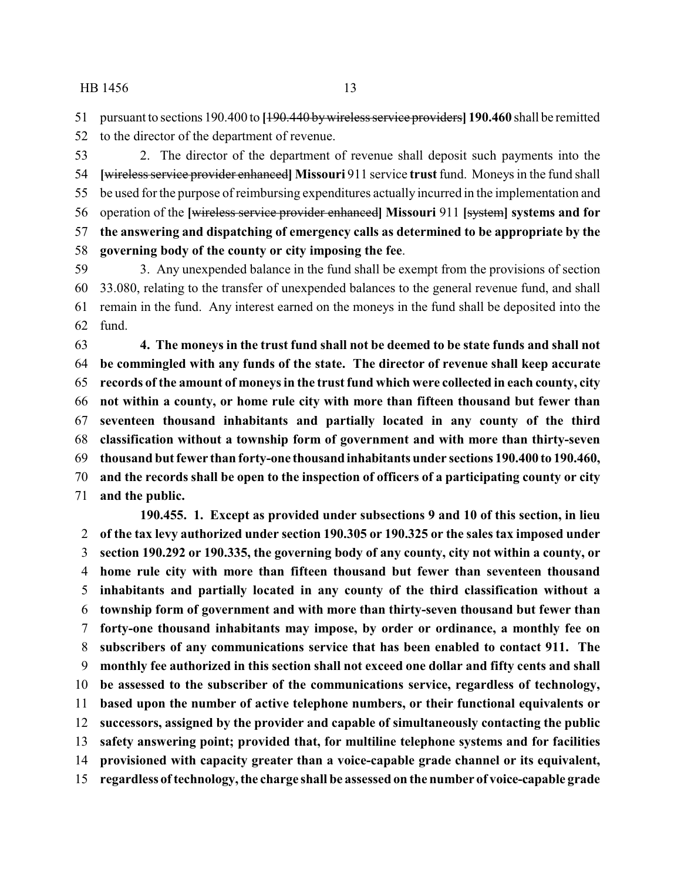51 pursuant to sections 190.400 to **[**~~190.440 by wireless service providers~~**] 190.460** shall be remitted
52 to the director of the department of revenue.

53 2. The director of the department of revenue shall deposit such payments into the
54 **[**~~wireless service provider enhanced~~**] Missouri** 911 service **trust** fund. Moneys in the fund shall
55 be used for the purpose of reimbursing expenditures actually incurred in the implementation and
56 operation of the **[**~~wireless service provider enhanced~~**] Missouri** 911 **[**~~system~~**] systems and for**
57 **the answering and dispatching of emergency calls as determined to be appropriate by the**
58 **governing body of the county or city imposing the fee**.

59 3. Any unexpended balance in the fund shall be exempt from the provisions of section
60 33.080, relating to the transfer of unexpended balances to the general revenue fund, and shall
61 remain in the fund. Any interest earned on the moneys in the fund shall be deposited into the
62 fund.

63 **4. The moneys in the trust fund shall not be deemed to be state funds and shall not**
64 **be commingled with any funds of the state. The director of revenue shall keep accurate**
65 **records of the amount of moneys in the trust fund which were collected in each county, city**
66 **not within a county, or home rule city with more than fifteen thousand but fewer than**
67 **seventeen thousand inhabitants and partially located in any county of the third**
68 **classification without a township form of government and with more than thirty-seven**
69 **thousand but fewer than forty-one thousand inhabitants under sections 190.400 to 190.460,**
70 **and the records shall be open to the inspection of officers of a participating county or city**
71 **and the public.**

**190.455. 1. Except as provided under subsections 9 and 10 of this section, in lieu**
2 **of the tax levy authorized under section 190.305 or 190.325 or the sales tax imposed under**
3 **section 190.292 or 190.335, the governing body of any county, city not within a county, or**
4 **home rule city with more than fifteen thousand but fewer than seventeen thousand**
5 **inhabitants and partially located in any county of the third classification without a**
6 **township form of government and with more than thirty-seven thousand but fewer than**
7 **forty-one thousand inhabitants may impose, by order or ordinance, a monthly fee on**
8 **subscribers of any communications service that has been enabled to contact 911. The**
9 **monthly fee authorized in this section shall not exceed one dollar and fifty cents and shall**
10 **be assessed to the subscriber of the communications service, regardless of technology,**
11 **based upon the number of active telephone numbers, or their functional equivalents or**
12 **successors, assigned by the provider and capable of simultaneously contacting the public**
13 **safety answering point; provided that, for multiline telephone systems and for facilities**
14 **provisioned with capacity greater than a voice-capable grade channel or its equivalent,**
15 **regardless of technology, the charge shall be assessed on the number of voice-capable grade**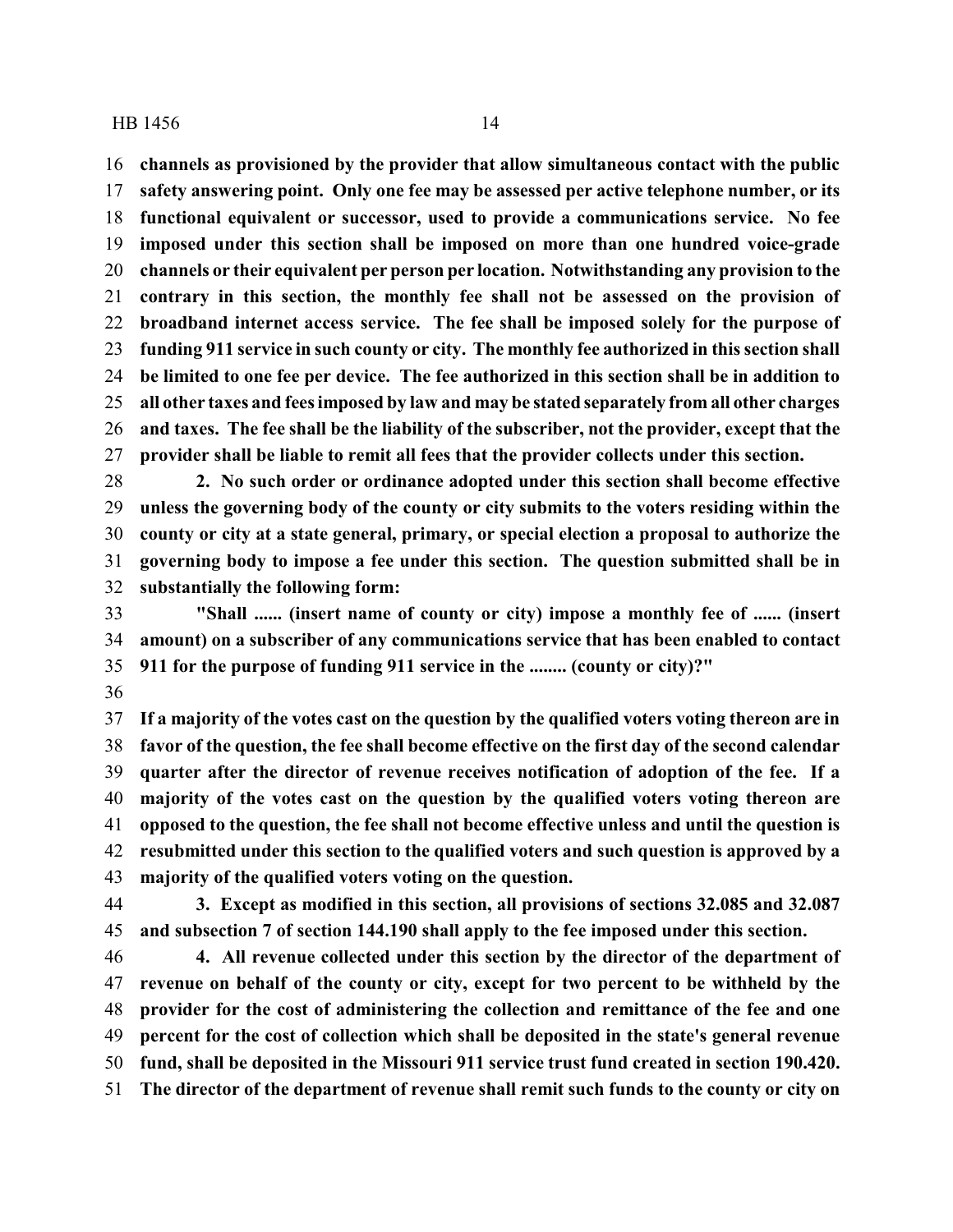**channels as provisioned by the provider that allow simultaneous contact with the public safety answering point. Only one fee may be assessed per active telephone number, or its functional equivalent or successor, used to provide a communications service. No fee imposed under this section shall be imposed on more than one hundred voice-grade channels or their equivalent per person per location. Notwithstanding any provision to the contrary in this section, the monthly fee shall not be assessed on the provision of broadband internet access service. The fee shall be imposed solely for the purpose of funding 911 service in such county or city. The monthly fee authorized in this section shall be limited to one fee per device. The fee authorized in this section shall be in addition to all other taxes and fees imposed by law and may be stated separately from all other charges and taxes. The fee shall be the liability of the subscriber, not the provider, except that the provider shall be liable to remit all fees that the provider collects under this section.**

**2. No such order or ordinance adopted under this section shall become effective unless the governing body of the county or city submits to the voters residing within the county or city at a state general, primary, or special election a proposal to authorize the governing body to impose a fee under this section. The question submitted shall be in substantially the following form:**

**"Shall ...... (insert name of county or city) impose a monthly fee of ...... (insert amount) on a subscriber of any communications service that has been enabled to contact 911 for the purpose of funding 911 service in the ........ (county or city)?"**

**If a majority of the votes cast on the question by the qualified voters voting thereon are in favor of the question, the fee shall become effective on the first day of the second calendar quarter after the director of revenue receives notification of adoption of the fee. If a majority of the votes cast on the question by the qualified voters voting thereon are opposed to the question, the fee shall not become effective unless and until the question is resubmitted under this section to the qualified voters and such question is approved by a majority of the qualified voters voting on the question.**

**3. Except as modified in this section, all provisions of sections 32.085 and 32.087 and subsection 7 of section 144.190 shall apply to the fee imposed under this section.**

**4. All revenue collected under this section by the director of the department of revenue on behalf of the county or city, except for two percent to be withheld by the provider for the cost of administering the collection and remittance of the fee and one percent for the cost of collection which shall be deposited in the state's general revenue fund, shall be deposited in the Missouri 911 service trust fund created in section 190.420. The director of the department of revenue shall remit such funds to the county or city on**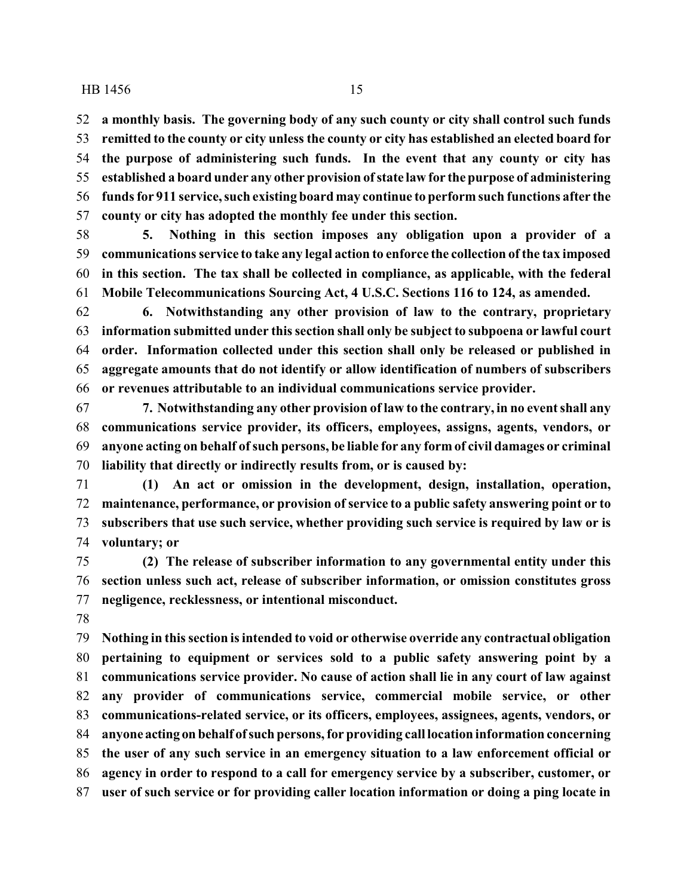**a monthly basis. The governing body of any such county or city shall control such funds remitted to the county or city unless the county or city has established an elected board for the purpose of administering such funds. In the event that any county or city has established a board under any other provision of state law for the purpose of administering funds for 911 service, such existing board may continue to perform such functions after the county or city has adopted the monthly fee under this section.**

**5. Nothing in this section imposes any obligation upon a provider of a communications service to take any legal action to enforce the collection of the tax imposed in this section. The tax shall be collected in compliance, as applicable, with the federal Mobile Telecommunications Sourcing Act, 4 U.S.C. Sections 116 to 124, as amended.**

**6. Notwithstanding any other provision of law to the contrary, proprietary information submitted under this section shall only be subject to subpoena or lawful court order. Information collected under this section shall only be released or published in aggregate amounts that do not identify or allow identification of numbers of subscribers or revenues attributable to an individual communications service provider.**

**7. Notwithstanding any other provision of law to the contrary, in no event shall any communications service provider, its officers, employees, assigns, agents, vendors, or anyone acting on behalf of such persons, be liable for any form of civil damages or criminal liability that directly or indirectly results from, or is caused by:**

**(1) An act or omission in the development, design, installation, operation, maintenance, performance, or provision of service to a public safety answering point or to subscribers that use such service, whether providing such service is required by law or is voluntary; or**

**(2) The release of subscriber information to any governmental entity under this section unless such act, release of subscriber information, or omission constitutes gross negligence, recklessness, or intentional misconduct.**

**Nothing in this section is intended to void or otherwise override any contractual obligation pertaining to equipment or services sold to a public safety answering point by a communications service provider. No cause of action shall lie in any court of law against any provider of communications service, commercial mobile service, or other communications-related service, or its officers, employees, assignees, agents, vendors, or anyone acting on behalf of such persons, for providing call location information concerning the user of any such service in an emergency situation to a law enforcement official or agency in order to respond to a call for emergency service by a subscriber, customer, or user of such service or for providing caller location information or doing a ping locate in**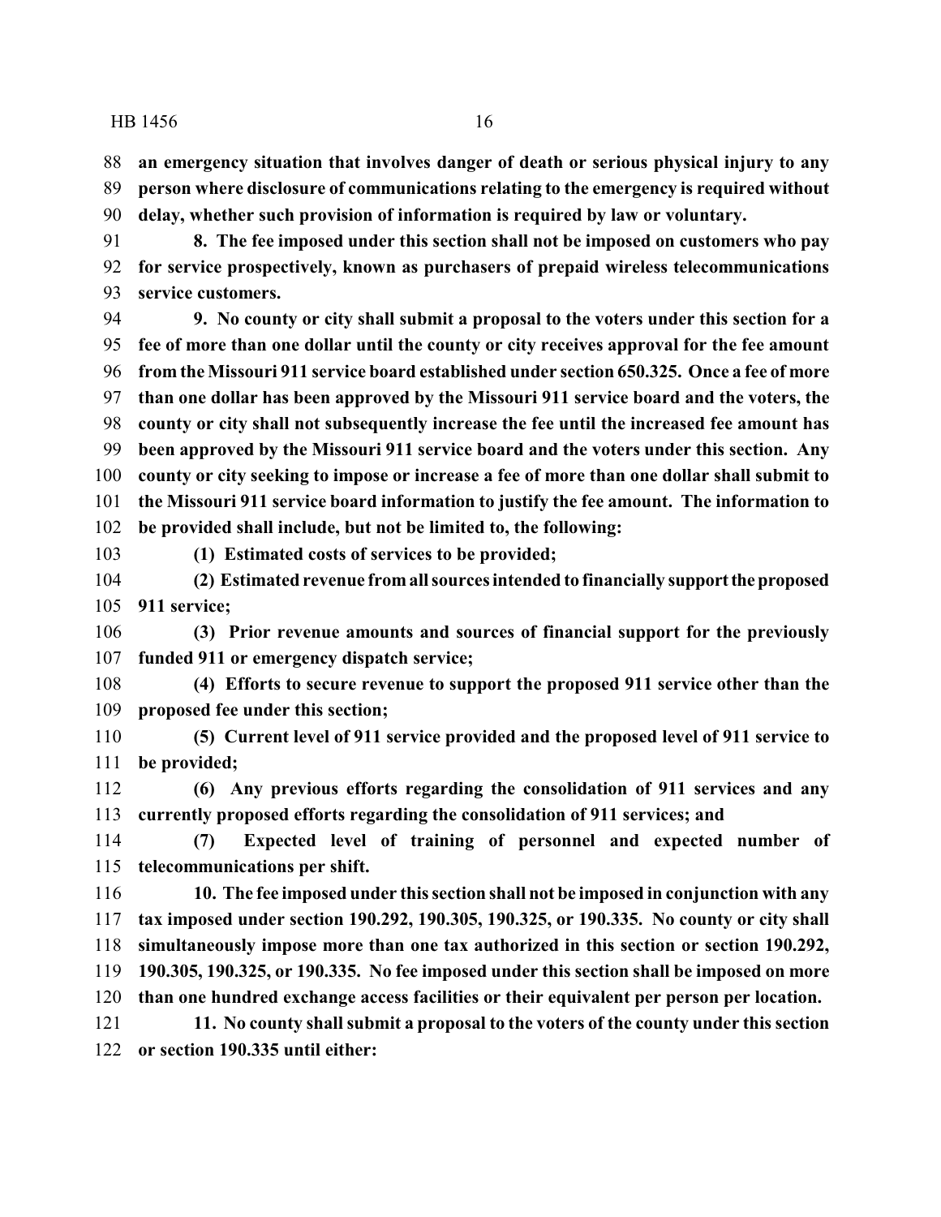**an emergency situation that involves danger of death or serious physical injury to any person where disclosure of communications relating to the emergency is required without delay, whether such provision of information is required by law or voluntary.**

**8. The fee imposed under this section shall not be imposed on customers who pay for service prospectively, known as purchasers of prepaid wireless telecommunications service customers.**

**9. No county or city shall submit a proposal to the voters under this section for a fee of more than one dollar until the county or city receives approval for the fee amount from the Missouri 911 service board established under section 650.325. Once a fee of more than one dollar has been approved by the Missouri 911 service board and the voters, the county or city shall not subsequently increase the fee until the increased fee amount has been approved by the Missouri 911 service board and the voters under this section. Any county or city seeking to impose or increase a fee of more than one dollar shall submit to the Missouri 911 service board information to justify the fee amount. The information to be provided shall include, but not be limited to, the following:**

**(1) Estimated costs of services to be provided;**

**(2) Estimated revenue from all sources intended to financially support the proposed 911 service;**

**(3) Prior revenue amounts and sources of financial support for the previously funded 911 or emergency dispatch service;**

**(4) Efforts to secure revenue to support the proposed 911 service other than the proposed fee under this section;**

**(5) Current level of 911 service provided and the proposed level of 911 service to be provided;**

**(6) Any previous efforts regarding the consolidation of 911 services and any currently proposed efforts regarding the consolidation of 911 services; and**

**(7) Expected level of training of personnel and expected number of telecommunications per shift.**

**10. The fee imposed under this section shall not be imposed in conjunction with any tax imposed under section 190.292, 190.305, 190.325, or 190.335. No county or city shall simultaneously impose more than one tax authorized in this section or section 190.292, 190.305, 190.325, or 190.335. No fee imposed under this section shall be imposed on more than one hundred exchange access facilities or their equivalent per person per location.**

**11. No county shall submit a proposal to the voters of the county under this section or section 190.335 until either:**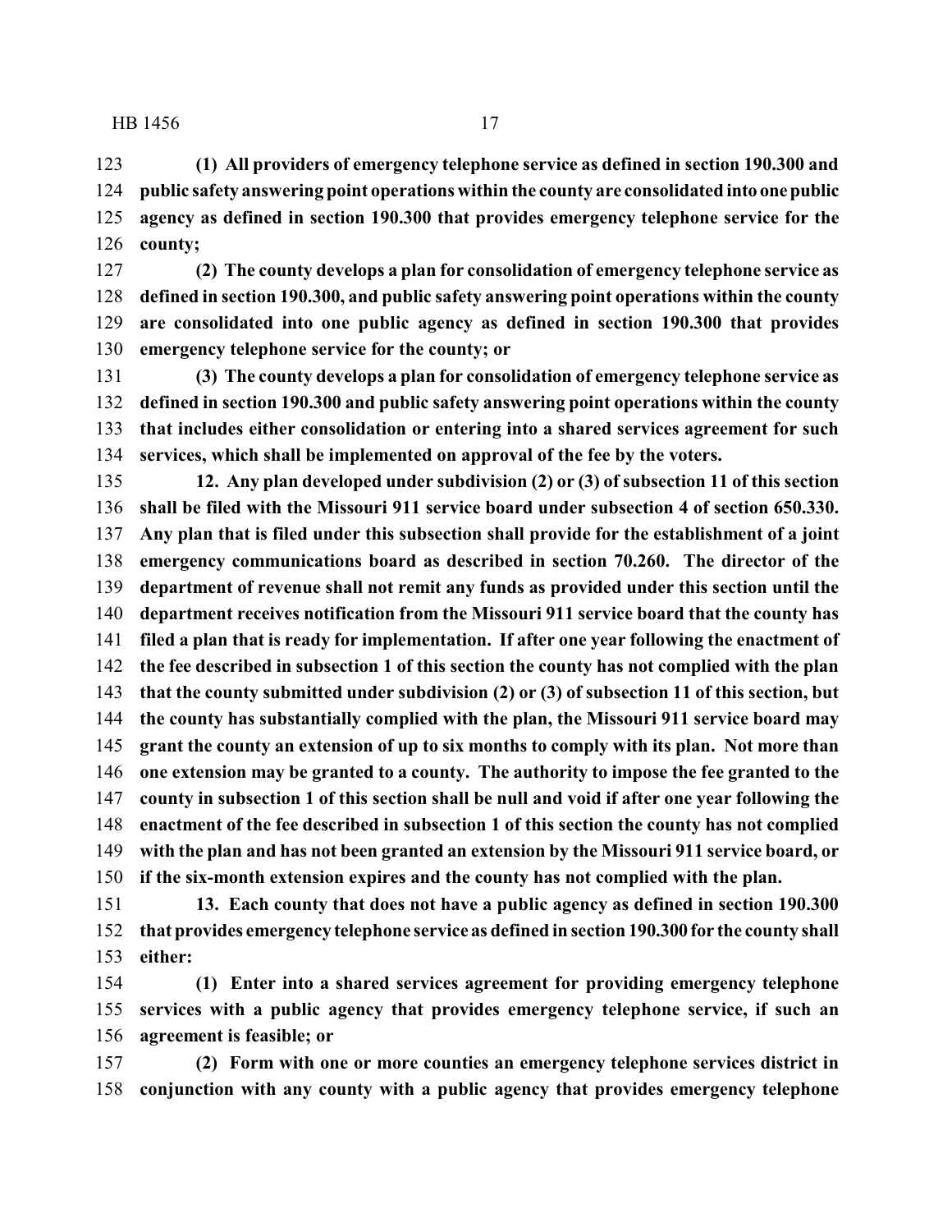**(1) All providers of emergency telephone service as defined in section 190.300 and public safety answering point operations within the county are consolidated into one public agency as defined in section 190.300 that provides emergency telephone service for the county;**

**(2) The county develops a plan for consolidation of emergency telephone service as defined in section 190.300, and public safety answering point operations within the county are consolidated into one public agency as defined in section 190.300 that provides emergency telephone service for the county; or**

**(3) The county develops a plan for consolidation of emergency telephone service as defined in section 190.300 and public safety answering point operations within the county that includes either consolidation or entering into a shared services agreement for such services, which shall be implemented on approval of the fee by the voters.**

**12. Any plan developed under subdivision (2) or (3) of subsection 11 of this section shall be filed with the Missouri 911 service board under subsection 4 of section 650.330. Any plan that is filed under this subsection shall provide for the establishment of a joint emergency communications board as described in section 70.260. The director of the department of revenue shall not remit any funds as provided under this section until the department receives notification from the Missouri 911 service board that the county has filed a plan that is ready for implementation. If after one year following the enactment of the fee described in subsection 1 of this section the county has not complied with the plan that the county submitted under subdivision (2) or (3) of subsection 11 of this section, but the county has substantially complied with the plan, the Missouri 911 service board may grant the county an extension of up to six months to comply with its plan. Not more than one extension may be granted to a county. The authority to impose the fee granted to the county in subsection 1 of this section shall be null and void if after one year following the enactment of the fee described in subsection 1 of this section the county has not complied with the plan and has not been granted an extension by the Missouri 911 service board, or if the six-month extension expires and the county has not complied with the plan.**

**13. Each county that does not have a public agency as defined in section 190.300 that provides emergency telephone service as defined in section 190.300 for the county shall either:**

**(1) Enter into a shared services agreement for providing emergency telephone services with a public agency that provides emergency telephone service, if such an agreement is feasible; or**

**(2) Form with one or more counties an emergency telephone services district in conjunction with any county with a public agency that provides emergency telephone**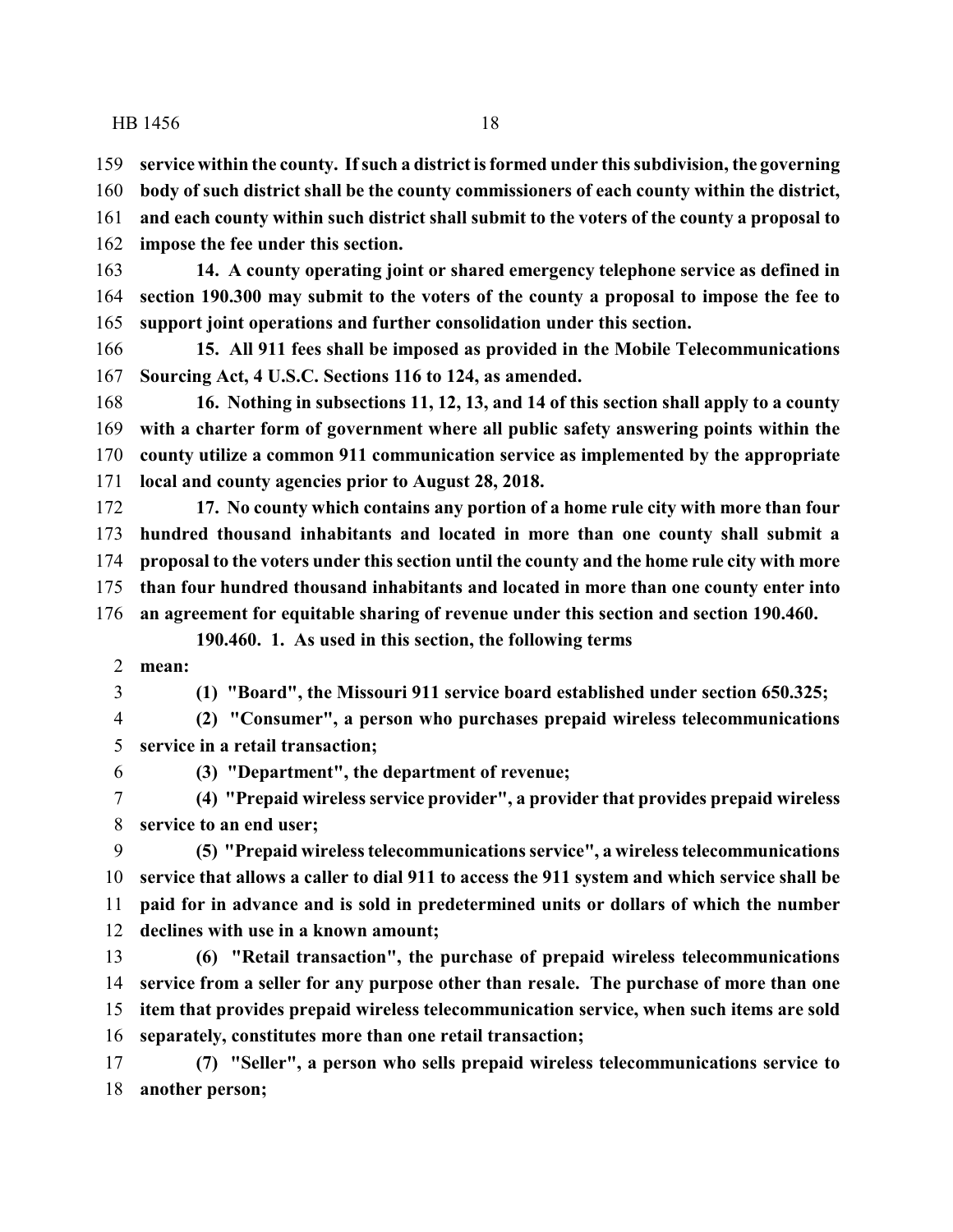**service within the county. If such a district is formed under this subdivision, the governing body of such district shall be the county commissioners of each county within the district, and each county within such district shall submit to the voters of the county a proposal to impose the fee under this section.**

**14. A county operating joint or shared emergency telephone service as defined in section 190.300 may submit to the voters of the county a proposal to impose the fee to support joint operations and further consolidation under this section.**

**15. All 911 fees shall be imposed as provided in the Mobile Telecommunications Sourcing Act, 4 U.S.C. Sections 116 to 124, as amended.**

**16. Nothing in subsections 11, 12, 13, and 14 of this section shall apply to a county with a charter form of government where all public safety answering points within the county utilize a common 911 communication service as implemented by the appropriate local and county agencies prior to August 28, 2018.**

**17. No county which contains any portion of a home rule city with more than four hundred thousand inhabitants and located in more than one county shall submit a proposal to the voters under this section until the county and the home rule city with more than four hundred thousand inhabitants and located in more than one county enter into an agreement for equitable sharing of revenue under this section and section 190.460.**

**190.460. 1. As used in this section, the following terms mean:**

**(1) "Board", the Missouri 911 service board established under section 650.325;**

**(2) "Consumer", a person who purchases prepaid wireless telecommunications service in a retail transaction;**

**(3) "Department", the department of revenue;**

**(4) "Prepaid wireless service provider", a provider that provides prepaid wireless service to an end user;**

**(5) "Prepaid wireless telecommunications service", a wireless telecommunications service that allows a caller to dial 911 to access the 911 system and which service shall be paid for in advance and is sold in predetermined units or dollars of which the number declines with use in a known amount;**

**(6) "Retail transaction", the purchase of prepaid wireless telecommunications service from a seller for any purpose other than resale. The purchase of more than one item that provides prepaid wireless telecommunication service, when such items are sold separately, constitutes more than one retail transaction;**

**(7) "Seller", a person who sells prepaid wireless telecommunications service to another person;**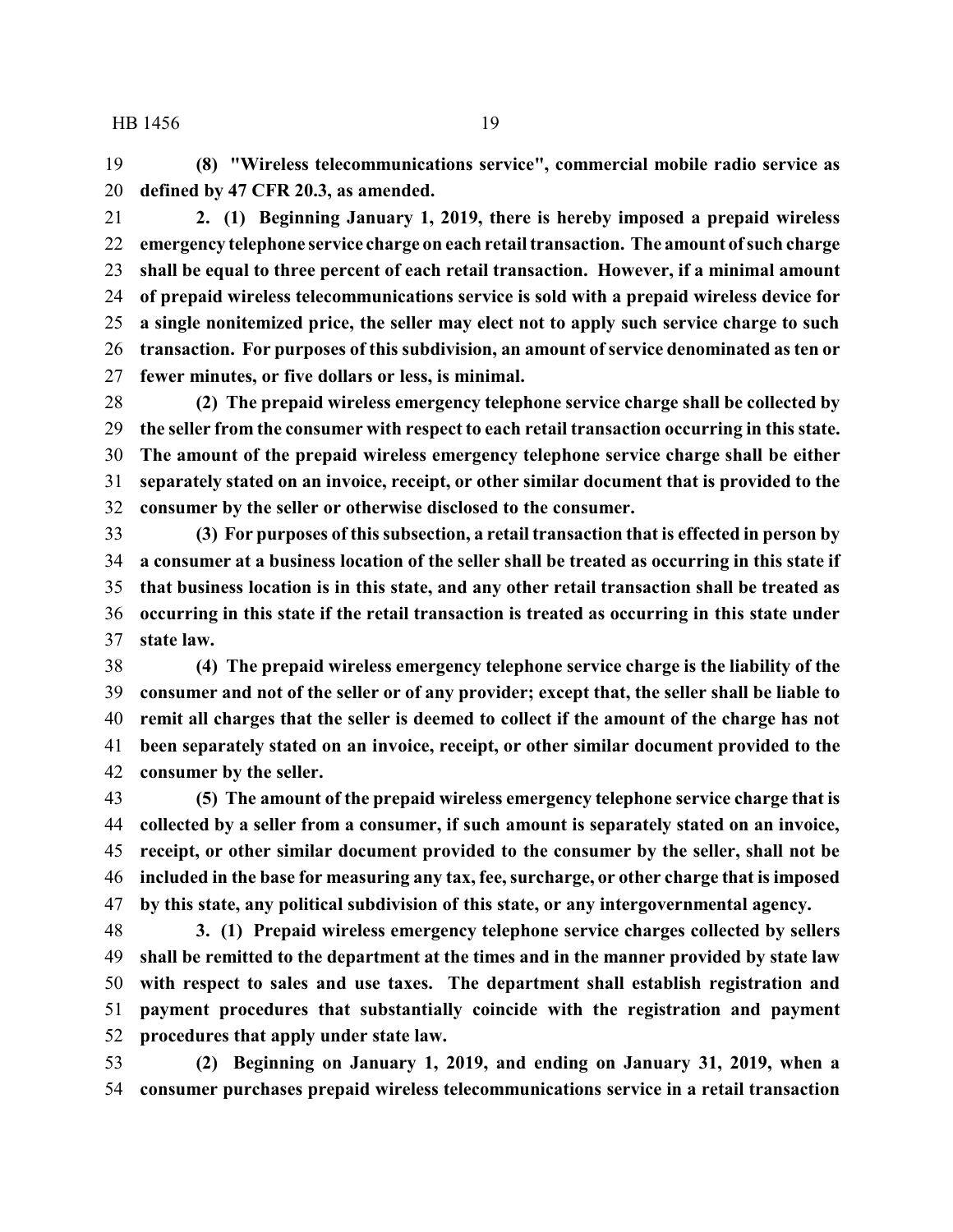**(8) "Wireless telecommunications service", commercial mobile radio service as defined by 47 CFR 20.3, as amended.**

**2. (1) Beginning January 1, 2019, there is hereby imposed a prepaid wireless emergency telephone service charge on each retail transaction. The amount of such charge shall be equal to three percent of each retail transaction. However, if a minimal amount of prepaid wireless telecommunications service is sold with a prepaid wireless device for a single nonitemized price, the seller may elect not to apply such service charge to such transaction. For purposes of this subdivision, an amount of service denominated as ten or fewer minutes, or five dollars or less, is minimal.**

**(2) The prepaid wireless emergency telephone service charge shall be collected by the seller from the consumer with respect to each retail transaction occurring in this state. The amount of the prepaid wireless emergency telephone service charge shall be either separately stated on an invoice, receipt, or other similar document that is provided to the consumer by the seller or otherwise disclosed to the consumer.**

**(3) For purposes of this subsection, a retail transaction that is effected in person by a consumer at a business location of the seller shall be treated as occurring in this state if that business location is in this state, and any other retail transaction shall be treated as occurring in this state if the retail transaction is treated as occurring in this state under state law.**

**(4) The prepaid wireless emergency telephone service charge is the liability of the consumer and not of the seller or of any provider; except that, the seller shall be liable to remit all charges that the seller is deemed to collect if the amount of the charge has not been separately stated on an invoice, receipt, or other similar document provided to the consumer by the seller.**

**(5) The amount of the prepaid wireless emergency telephone service charge that is collected by a seller from a consumer, if such amount is separately stated on an invoice, receipt, or other similar document provided to the consumer by the seller, shall not be included in the base for measuring any tax, fee, surcharge, or other charge that is imposed by this state, any political subdivision of this state, or any intergovernmental agency.**

**3. (1) Prepaid wireless emergency telephone service charges collected by sellers shall be remitted to the department at the times and in the manner provided by state law with respect to sales and use taxes. The department shall establish registration and payment procedures that substantially coincide with the registration and payment procedures that apply under state law.**

**(2) Beginning on January 1, 2019, and ending on January 31, 2019, when a consumer purchases prepaid wireless telecommunications service in a retail transaction**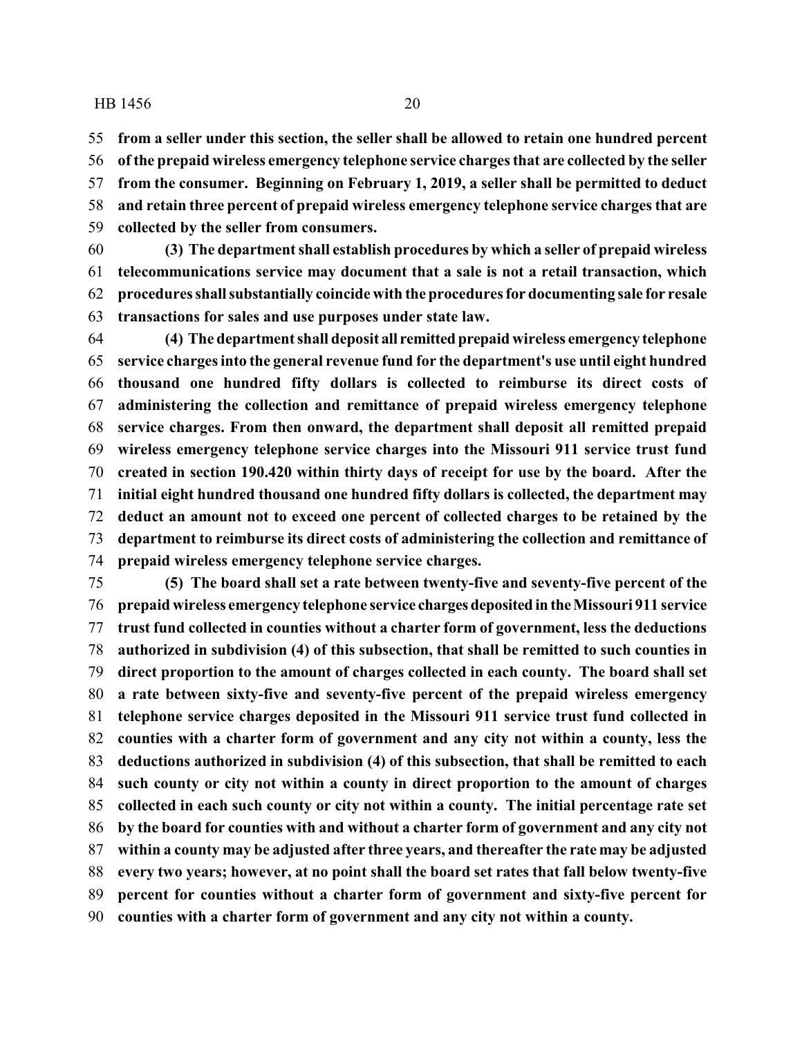**from a seller under this section, the seller shall be allowed to retain one hundred percent of the prepaid wireless emergency telephone service charges that are collected by the seller from the consumer. Beginning on February 1, 2019, a seller shall be permitted to deduct and retain three percent of prepaid wireless emergency telephone service charges that are collected by the seller from consumers.**

**(3) The department shall establish procedures by which a seller of prepaid wireless telecommunications service may document that a sale is not a retail transaction, which procedures shall substantially coincide with the procedures for documenting sale for resale transactions for sales and use purposes under state law.**

**(4) The department shall deposit all remitted prepaid wireless emergency telephone service charges into the general revenue fund for the department's use until eight hundred thousand one hundred fifty dollars is collected to reimburse its direct costs of administering the collection and remittance of prepaid wireless emergency telephone service charges. From then onward, the department shall deposit all remitted prepaid wireless emergency telephone service charges into the Missouri 911 service trust fund created in section 190.420 within thirty days of receipt for use by the board. After the initial eight hundred thousand one hundred fifty dollars is collected, the department may deduct an amount not to exceed one percent of collected charges to be retained by the department to reimburse its direct costs of administering the collection and remittance of prepaid wireless emergency telephone service charges.**

**(5) The board shall set a rate between twenty-five and seventy-five percent of the prepaid wireless emergency telephone service charges deposited in the Missouri 911 service trust fund collected in counties without a charter form of government, less the deductions authorized in subdivision (4) of this subsection, that shall be remitted to such counties in direct proportion to the amount of charges collected in each county. The board shall set a rate between sixty-five and seventy-five percent of the prepaid wireless emergency telephone service charges deposited in the Missouri 911 service trust fund collected in counties with a charter form of government and any city not within a county, less the deductions authorized in subdivision (4) of this subsection, that shall be remitted to each such county or city not within a county in direct proportion to the amount of charges collected in each such county or city not within a county. The initial percentage rate set by the board for counties with and without a charter form of government and any city not within a county may be adjusted after three years, and thereafter the rate may be adjusted every two years; however, at no point shall the board set rates that fall below twenty-five percent for counties without a charter form of government and sixty-five percent for counties with a charter form of government and any city not within a county.**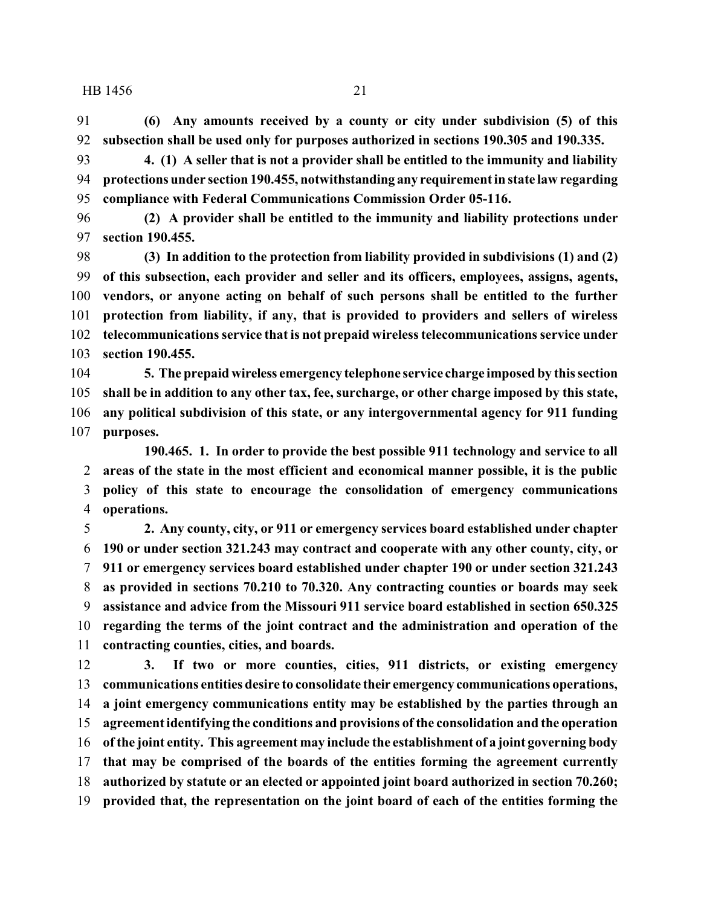**(6) Any amounts received by a county or city under subdivision (5) of this subsection shall be used only for purposes authorized in sections 190.305 and 190.335.**

**4. (1) A seller that is not a provider shall be entitled to the immunity and liability protections under section 190.455, notwithstanding any requirement in state law regarding compliance with Federal Communications Commission Order 05-116.**

**(2) A provider shall be entitled to the immunity and liability protections under section 190.455.**

**(3) In addition to the protection from liability provided in subdivisions (1) and (2) of this subsection, each provider and seller and its officers, employees, assigns, agents, vendors, or anyone acting on behalf of such persons shall be entitled to the further protection from liability, if any, that is provided to providers and sellers of wireless telecommunications service that is not prepaid wireless telecommunications service under section 190.455.**

**5. The prepaid wireless emergency telephone service charge imposed by this section shall be in addition to any other tax, fee, surcharge, or other charge imposed by this state, any political subdivision of this state, or any intergovernmental agency for 911 funding purposes.**

**190.465. 1. In order to provide the best possible 911 technology and service to all areas of the state in the most efficient and economical manner possible, it is the public policy of this state to encourage the consolidation of emergency communications operations.**

**2. Any county, city, or 911 or emergency services board established under chapter 190 or under section 321.243 may contract and cooperate with any other county, city, or 911 or emergency services board established under chapter 190 or under section 321.243 as provided in sections 70.210 to 70.320. Any contracting counties or boards may seek assistance and advice from the Missouri 911 service board established in section 650.325 regarding the terms of the joint contract and the administration and operation of the contracting counties, cities, and boards.**

**3. If two or more counties, cities, 911 districts, or existing emergency communications entities desire to consolidate their emergency communications operations, a joint emergency communications entity may be established by the parties through an agreement identifying the conditions and provisions of the consolidation and the operation of the joint entity. This agreement may include the establishment of a joint governing body that may be comprised of the boards of the entities forming the agreement currently authorized by statute or an elected or appointed joint board authorized in section 70.260; provided that, the representation on the joint board of each of the entities forming the**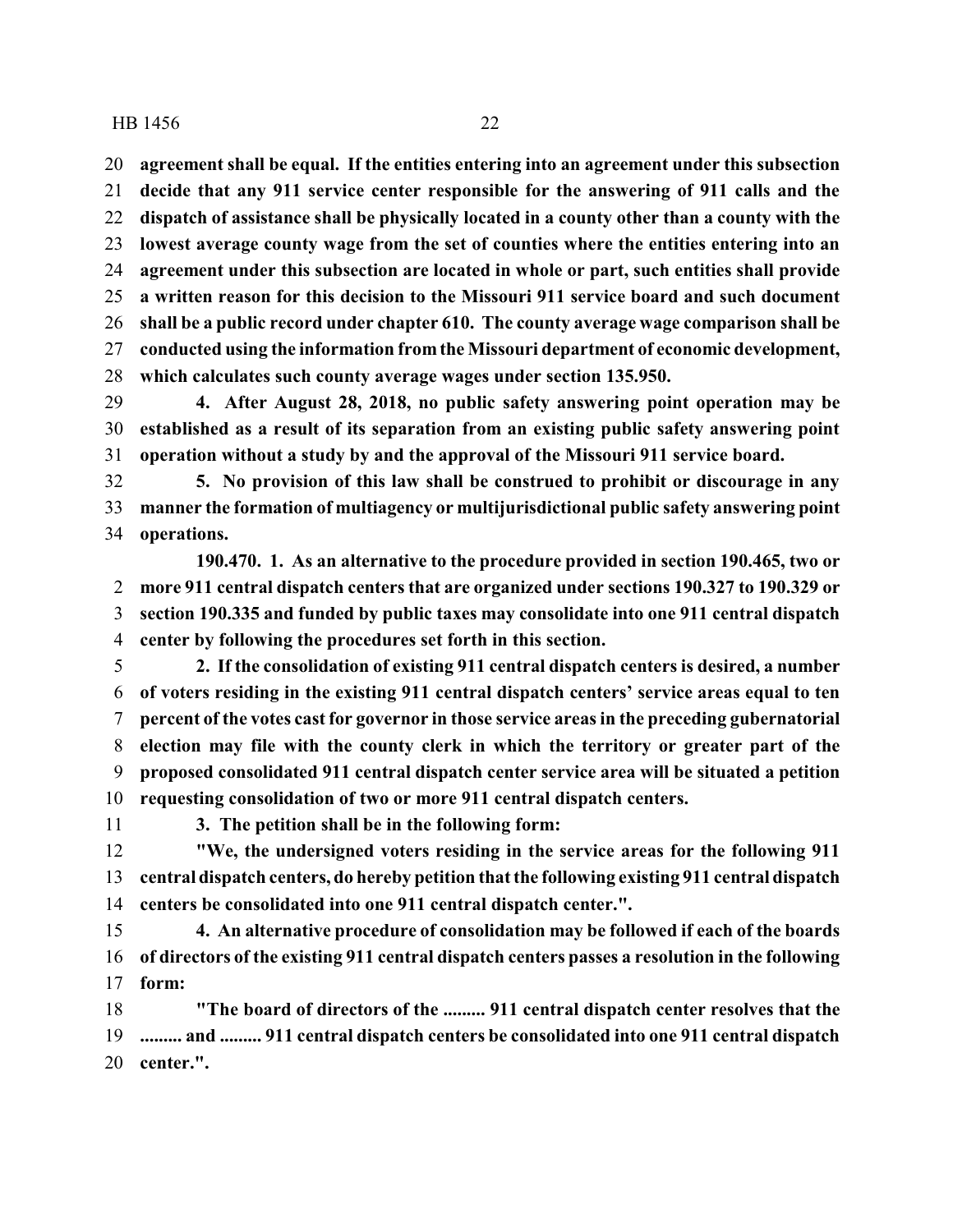**agreement shall be equal. If the entities entering into an agreement under this subsection decide that any 911 service center responsible for the answering of 911 calls and the dispatch of assistance shall be physically located in a county other than a county with the lowest average county wage from the set of counties where the entities entering into an agreement under this subsection are located in whole or part, such entities shall provide a written reason for this decision to the Missouri 911 service board and such document shall be a public record under chapter 610. The county average wage comparison shall be conducted using the information from the Missouri department of economic development, which calculates such county average wages under section 135.950.**

**4. After August 28, 2018, no public safety answering point operation may be established as a result of its separation from an existing public safety answering point operation without a study by and the approval of the Missouri 911 service board.**

**5. No provision of this law shall be construed to prohibit or discourage in any manner the formation of multiagency or multijurisdictional public safety answering point operations.**

**190.470. 1. As an alternative to the procedure provided in section 190.465, two or more 911 central dispatch centers that are organized under sections 190.327 to 190.329 or section 190.335 and funded by public taxes may consolidate into one 911 central dispatch center by following the procedures set forth in this section.**

**2. If the consolidation of existing 911 central dispatch centers is desired, a number of voters residing in the existing 911 central dispatch centers' service areas equal to ten percent of the votes cast for governor in those service areas in the preceding gubernatorial election may file with the county clerk in which the territory or greater part of the proposed consolidated 911 central dispatch center service area will be situated a petition requesting consolidation of two or more 911 central dispatch centers.**

**3. The petition shall be in the following form:**

**"We, the undersigned voters residing in the service areas for the following 911 central dispatch centers, do hereby petition that the following existing 911 central dispatch centers be consolidated into one 911 central dispatch center.".**

**4. An alternative procedure of consolidation may be followed if each of the boards of directors of the existing 911 central dispatch centers passes a resolution in the following form:**

**"The board of directors of the ......... 911 central dispatch center resolves that the ......... and ......... 911 central dispatch centers be consolidated into one 911 central dispatch center.".**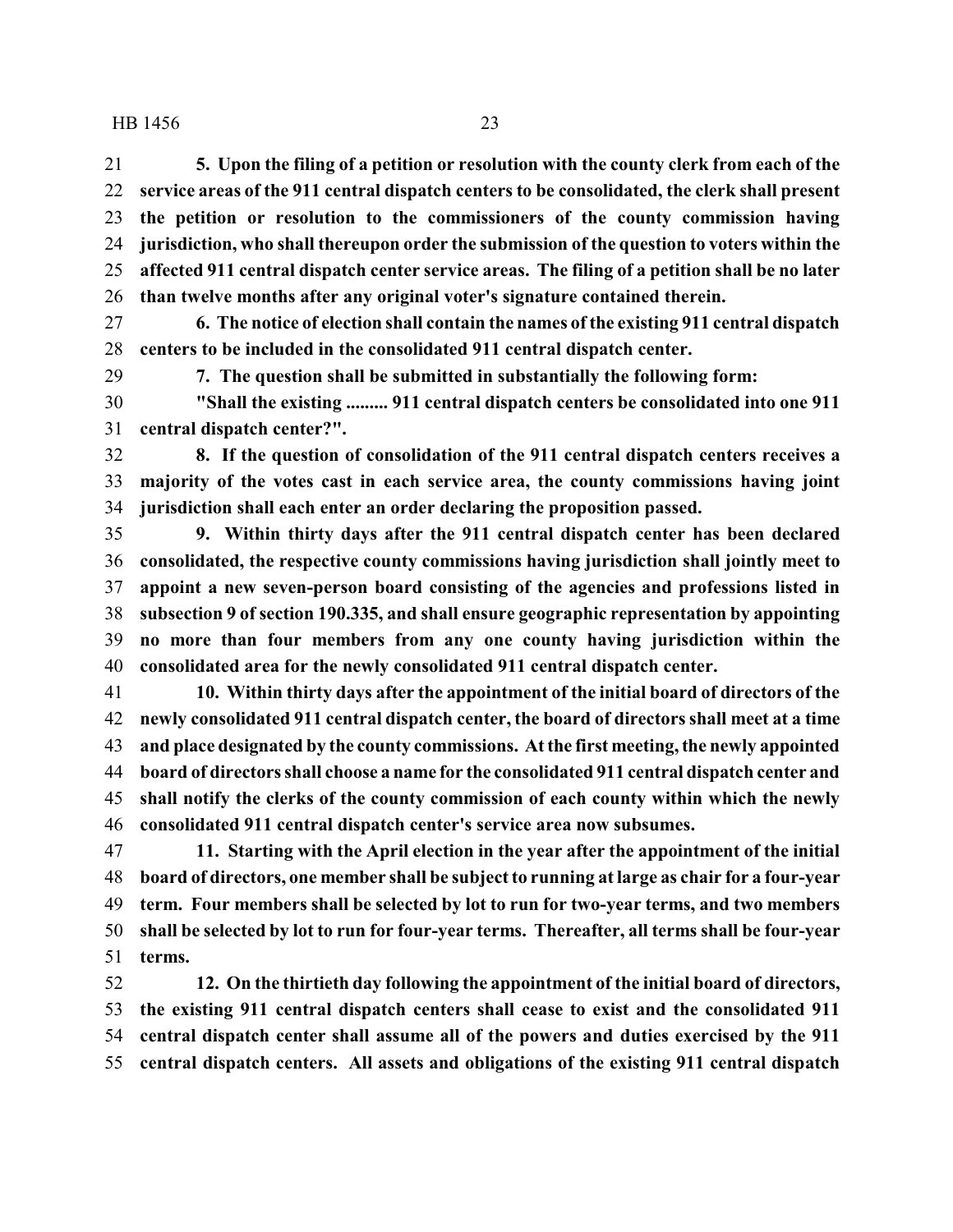**5. Upon the filing of a petition or resolution with the county clerk from each of the service areas of the 911 central dispatch centers to be consolidated, the clerk shall present the petition or resolution to the commissioners of the county commission having jurisdiction, who shall thereupon order the submission of the question to voters within the affected 911 central dispatch center service areas. The filing of a petition shall be no later than twelve months after any original voter's signature contained therein.**

**6. The notice of election shall contain the names of the existing 911 central dispatch centers to be included in the consolidated 911 central dispatch center.**

**7. The question shall be submitted in substantially the following form:**

**"Shall the existing ......... 911 central dispatch centers be consolidated into one 911 central dispatch center?".**

**8. If the question of consolidation of the 911 central dispatch centers receives a majority of the votes cast in each service area, the county commissions having joint jurisdiction shall each enter an order declaring the proposition passed.**

**9. Within thirty days after the 911 central dispatch center has been declared consolidated, the respective county commissions having jurisdiction shall jointly meet to appoint a new seven-person board consisting of the agencies and professions listed in subsection 9 of section 190.335, and shall ensure geographic representation by appointing no more than four members from any one county having jurisdiction within the consolidated area for the newly consolidated 911 central dispatch center.**

**10. Within thirty days after the appointment of the initial board of directors of the newly consolidated 911 central dispatch center, the board of directors shall meet at a time and place designated by the county commissions. At the first meeting, the newly appointed board of directors shall choose a name for the consolidated 911 central dispatch center and shall notify the clerks of the county commission of each county within which the newly consolidated 911 central dispatch center's service area now subsumes.**

**11. Starting with the April election in the year after the appointment of the initial board of directors, one member shall be subject to running at large as chair for a four-year term. Four members shall be selected by lot to run for two-year terms, and two members shall be selected by lot to run for four-year terms. Thereafter, all terms shall be four-year terms.**

**12. On the thirtieth day following the appointment of the initial board of directors, the existing 911 central dispatch centers shall cease to exist and the consolidated 911 central dispatch center shall assume all of the powers and duties exercised by the 911 central dispatch centers. All assets and obligations of the existing 911 central dispatch**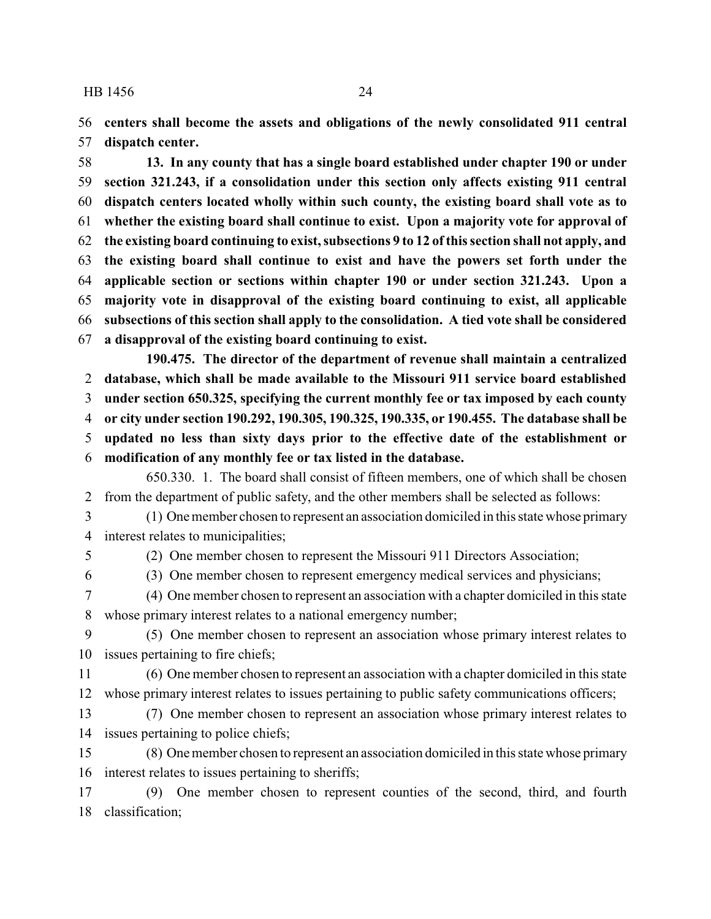**centers shall become the assets and obligations of the newly consolidated 911 central dispatch center.**

**13. In any county that has a single board established under chapter 190 or under section 321.243, if a consolidation under this section only affects existing 911 central dispatch centers located wholly within such county, the existing board shall vote as to whether the existing board shall continue to exist. Upon a majority vote for approval of the existing board continuing to exist, subsections 9 to 12 of this section shall not apply, and the existing board shall continue to exist and have the powers set forth under the applicable section or sections within chapter 190 or under section 321.243. Upon a majority vote in disapproval of the existing board continuing to exist, all applicable subsections of this section shall apply to the consolidation. A tied vote shall be considered a disapproval of the existing board continuing to exist.**

**190.475. The director of the department of revenue shall maintain a centralized database, which shall be made available to the Missouri 911 service board established under section 650.325, specifying the current monthly fee or tax imposed by each county or city under section 190.292, 190.305, 190.325, 190.335, or 190.455. The database shall be updated no less than sixty days prior to the effective date of the establishment or modification of any monthly fee or tax listed in the database.**

650.330. 1. The board shall consist of fifteen members, one of which shall be chosen from the department of public safety, and the other members shall be selected as follows:

(1) One member chosen to represent an association domiciled in this state whose primary interest relates to municipalities;

(2) One member chosen to represent the Missouri 911 Directors Association;

(3) One member chosen to represent emergency medical services and physicians;

(4) One member chosen to represent an association with a chapter domiciled in this state whose primary interest relates to a national emergency number;

(5) One member chosen to represent an association whose primary interest relates to issues pertaining to fire chiefs;

(6) One member chosen to represent an association with a chapter domiciled in this state whose primary interest relates to issues pertaining to public safety communications officers;

(7) One member chosen to represent an association whose primary interest relates to issues pertaining to police chiefs;

(8) One member chosen to represent an association domiciled in this state whose primary interest relates to issues pertaining to sheriffs;

(9) One member chosen to represent counties of the second, third, and fourth classification;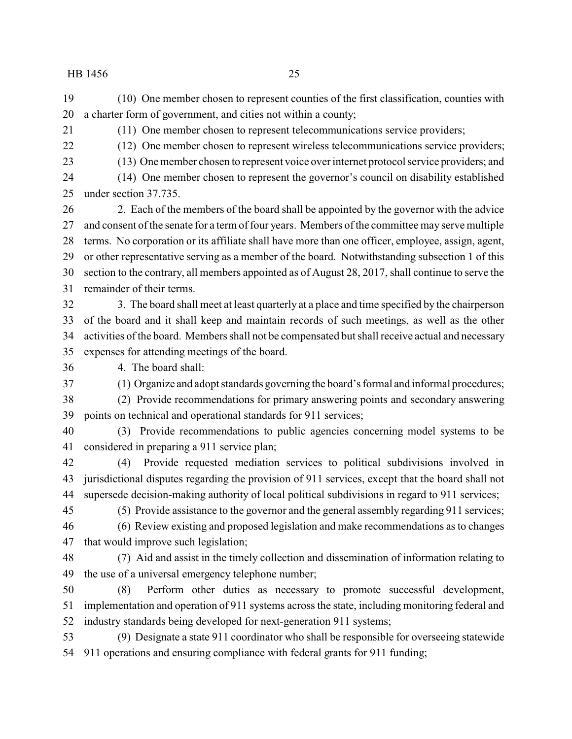(10) One member chosen to represent counties of the first classification, counties with a charter form of government, and cities not within a county;

(11) One member chosen to represent telecommunications service providers;

(12) One member chosen to represent wireless telecommunications service providers;

(13) One member chosen to represent voice over internet protocol service providers; and

(14) One member chosen to represent the governor's council on disability established under section 37.735.

2. Each of the members of the board shall be appointed by the governor with the advice and consent of the senate for a term of four years. Members of the committee may serve multiple terms. No corporation or its affiliate shall have more than one officer, employee, assign, agent, or other representative serving as a member of the board. Notwithstanding subsection 1 of this section to the contrary, all members appointed as of August 28, 2017, shall continue to serve the remainder of their terms.

3. The board shall meet at least quarterly at a place and time specified by the chairperson of the board and it shall keep and maintain records of such meetings, as well as the other activities of the board. Members shall not be compensated but shall receive actual and necessary expenses for attending meetings of the board.

4. The board shall:

(1) Organize and adopt standards governing the board's formal and informal procedures;

(2) Provide recommendations for primary answering points and secondary answering points on technical and operational standards for 911 services;

(3) Provide recommendations to public agencies concerning model systems to be considered in preparing a 911 service plan;

(4) Provide requested mediation services to political subdivisions involved in jurisdictional disputes regarding the provision of 911 services, except that the board shall not supersede decision-making authority of local political subdivisions in regard to 911 services;

(5) Provide assistance to the governor and the general assembly regarding 911 services;

(6) Review existing and proposed legislation and make recommendations as to changes that would improve such legislation;

(7) Aid and assist in the timely collection and dissemination of information relating to the use of a universal emergency telephone number;

(8) Perform other duties as necessary to promote successful development, implementation and operation of 911 systems across the state, including monitoring federal and industry standards being developed for next-generation 911 systems;

(9) Designate a state 911 coordinator who shall be responsible for overseeing statewide 911 operations and ensuring compliance with federal grants for 911 funding;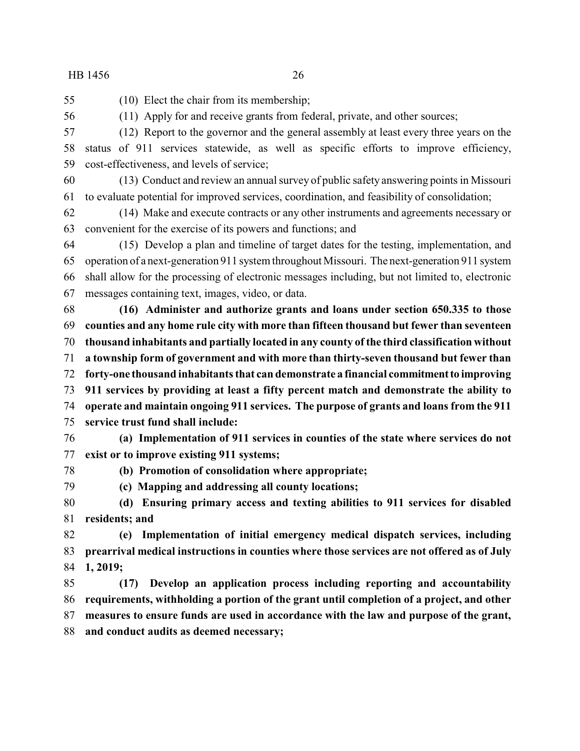(10) Elect the chair from its membership;

(11) Apply for and receive grants from federal, private, and other sources;

(12) Report to the governor and the general assembly at least every three years on the status of 911 services statewide, as well as specific efforts to improve efficiency, cost-effectiveness, and levels of service;

(13) Conduct and review an annual survey of public safety answering points in Missouri to evaluate potential for improved services, coordination, and feasibility of consolidation;

(14) Make and execute contracts or any other instruments and agreements necessary or convenient for the exercise of its powers and functions; and

(15) Develop a plan and timeline of target dates for the testing, implementation, and operation of a next-generation 911 system throughout Missouri. The next-generation 911 system shall allow for the processing of electronic messages including, but not limited to, electronic messages containing text, images, video, or data.

**(16) Administer and authorize grants and loans under section 650.335 to those counties and any home rule city with more than fifteen thousand but fewer than seventeen thousand inhabitants and partially located in any county of the third classification without a township form of government and with more than thirty-seven thousand but fewer than forty-one thousand inhabitants that can demonstrate a financial commitment to improving 911 services by providing at least a fifty percent match and demonstrate the ability to operate and maintain ongoing 911 services. The purpose of grants and loans from the 911 service trust fund shall include:**

**(a) Implementation of 911 services in counties of the state where services do not exist or to improve existing 911 systems;**

**(b) Promotion of consolidation where appropriate;**

**(c) Mapping and addressing all county locations;**

**(d) Ensuring primary access and texting abilities to 911 services for disabled residents; and**

**(e) Implementation of initial emergency medical dispatch services, including prearrival medical instructions in counties where those services are not offered as of July 1, 2019;**

**(17) Develop an application process including reporting and accountability requirements, withholding a portion of the grant until completion of a project, and other measures to ensure funds are used in accordance with the law and purpose of the grant, and conduct audits as deemed necessary;**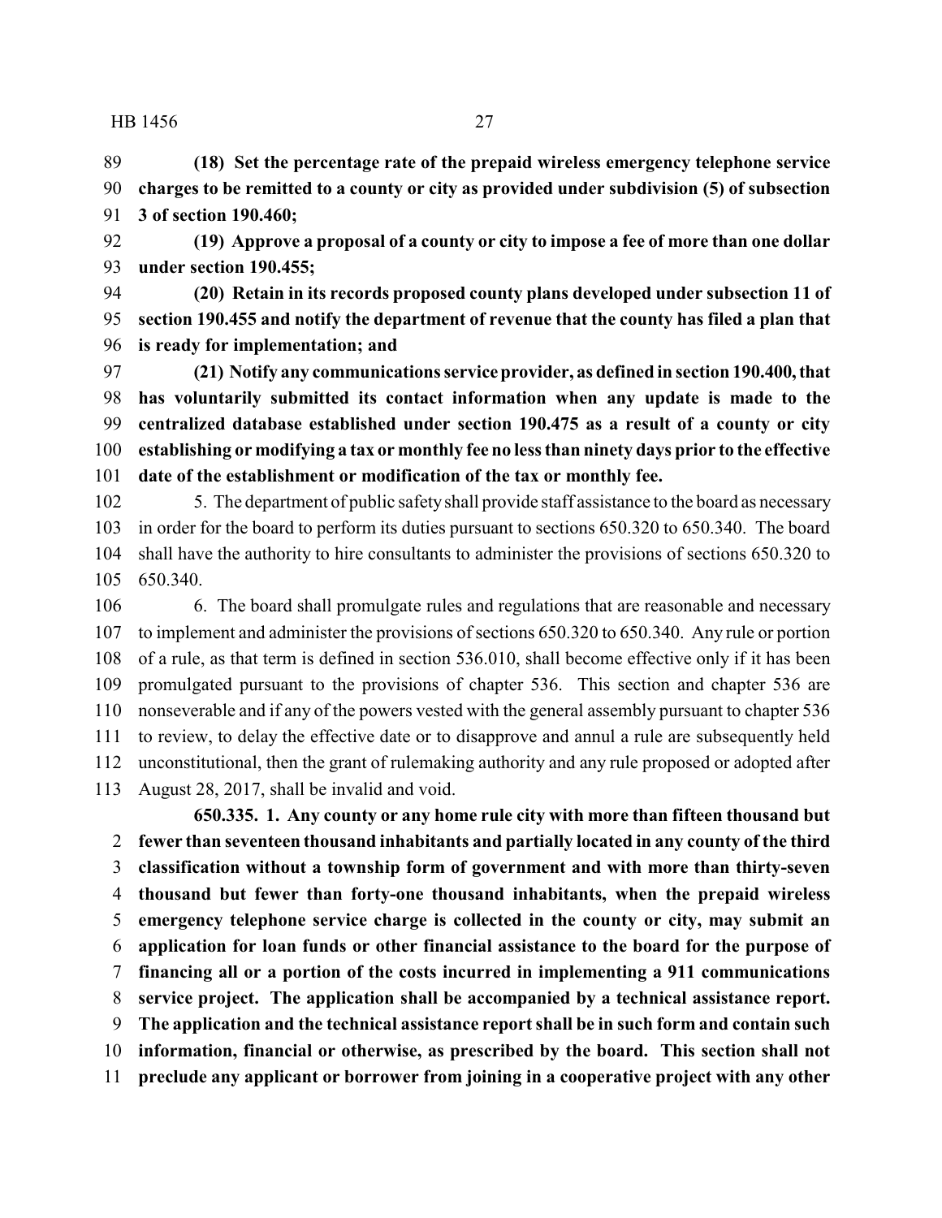**(18) Set the percentage rate of the prepaid wireless emergency telephone service charges to be remitted to a county or city as provided under subdivision (5) of subsection 3 of section 190.460;**

**(19) Approve a proposal of a county or city to impose a fee of more than one dollar under section 190.455;**

**(20) Retain in its records proposed county plans developed under subsection 11 of section 190.455 and notify the department of revenue that the county has filed a plan that is ready for implementation; and**

**(21) Notify any communications service provider, as defined in section 190.400, that has voluntarily submitted its contact information when any update is made to the centralized database established under section 190.475 as a result of a county or city establishing or modifying a tax or monthly fee no less than ninety days prior to the effective date of the establishment or modification of the tax or monthly fee.**

5. The department of public safety shall provide staff assistance to the board as necessary in order for the board to perform its duties pursuant to sections 650.320 to 650.340. The board shall have the authority to hire consultants to administer the provisions of sections 650.320 to 650.340.

6. The board shall promulgate rules and regulations that are reasonable and necessary to implement and administer the provisions of sections 650.320 to 650.340. Any rule or portion of a rule, as that term is defined in section 536.010, shall become effective only if it has been promulgated pursuant to the provisions of chapter 536. This section and chapter 536 are nonseverable and if any of the powers vested with the general assembly pursuant to chapter 536 to review, to delay the effective date or to disapprove and annul a rule are subsequently held unconstitutional, then the grant of rulemaking authority and any rule proposed or adopted after August 28, 2017, shall be invalid and void.

**650.335. 1. Any county or any home rule city with more than fifteen thousand but fewer than seventeen thousand inhabitants and partially located in any county of the third classification without a township form of government and with more than thirty-seven thousand but fewer than forty-one thousand inhabitants, when the prepaid wireless emergency telephone service charge is collected in the county or city, may submit an application for loan funds or other financial assistance to the board for the purpose of financing all or a portion of the costs incurred in implementing a 911 communications service project. The application shall be accompanied by a technical assistance report. The application and the technical assistance report shall be in such form and contain such information, financial or otherwise, as prescribed by the board. This section shall not preclude any applicant or borrower from joining in a cooperative project with any other**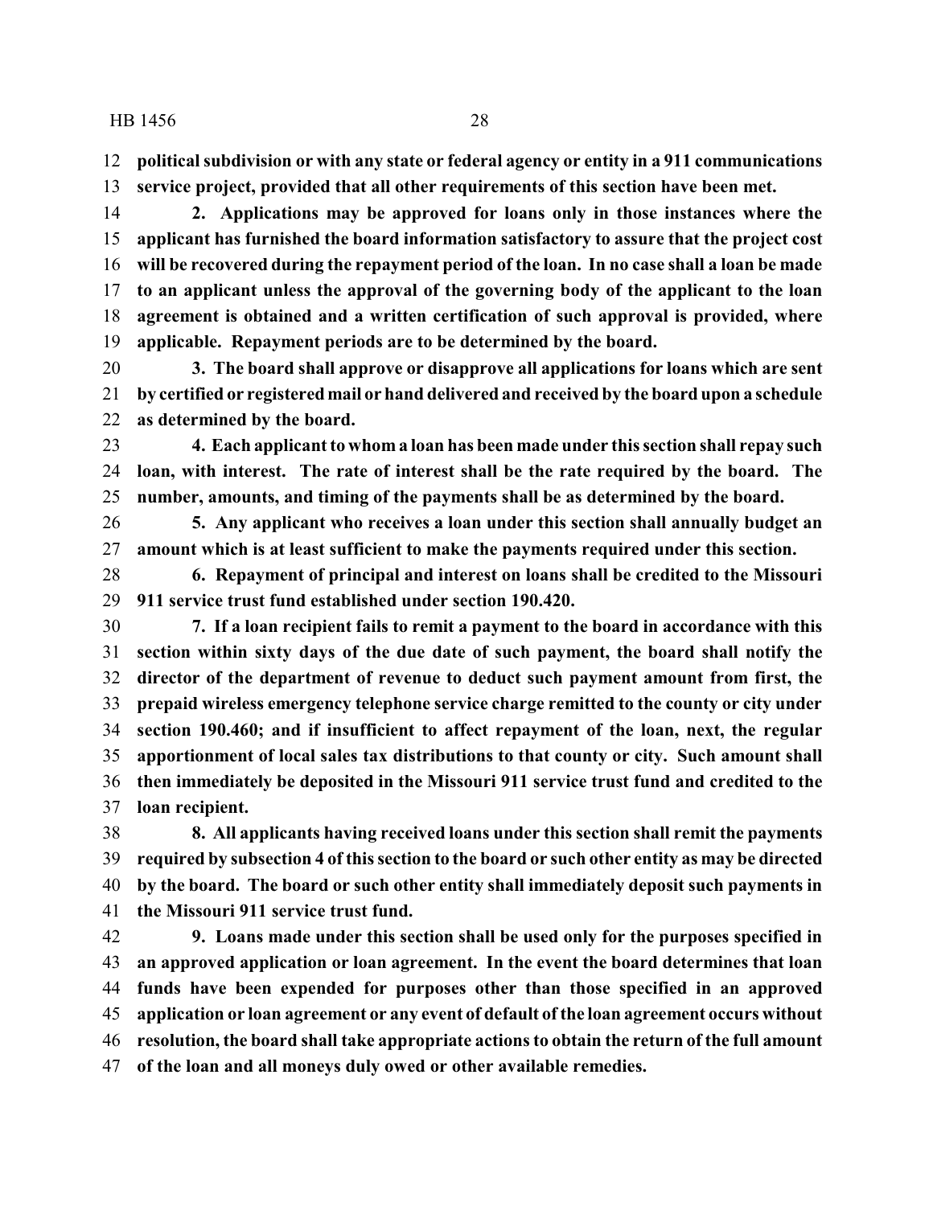**political subdivision or with any state or federal agency or entity in a 911 communications service project, provided that all other requirements of this section have been met.**

**2. Applications may be approved for loans only in those instances where the applicant has furnished the board information satisfactory to assure that the project cost will be recovered during the repayment period of the loan. In no case shall a loan be made to an applicant unless the approval of the governing body of the applicant to the loan agreement is obtained and a written certification of such approval is provided, where applicable. Repayment periods are to be determined by the board.**

**3. The board shall approve or disapprove all applications for loans which are sent by certified or registered mail or hand delivered and received by the board upon a schedule as determined by the board.**

**4. Each applicant to whom a loan has been made under this section shall repay such loan, with interest. The rate of interest shall be the rate required by the board. The number, amounts, and timing of the payments shall be as determined by the board.**

**5. Any applicant who receives a loan under this section shall annually budget an amount which is at least sufficient to make the payments required under this section.**

**6. Repayment of principal and interest on loans shall be credited to the Missouri 911 service trust fund established under section 190.420.**

**7. If a loan recipient fails to remit a payment to the board in accordance with this section within sixty days of the due date of such payment, the board shall notify the director of the department of revenue to deduct such payment amount from first, the prepaid wireless emergency telephone service charge remitted to the county or city under section 190.460; and if insufficient to affect repayment of the loan, next, the regular apportionment of local sales tax distributions to that county or city. Such amount shall then immediately be deposited in the Missouri 911 service trust fund and credited to the loan recipient.**

**8. All applicants having received loans under this section shall remit the payments required by subsection 4 of this section to the board or such other entity as may be directed by the board. The board or such other entity shall immediately deposit such payments in the Missouri 911 service trust fund.**

**9. Loans made under this section shall be used only for the purposes specified in an approved application or loan agreement. In the event the board determines that loan funds have been expended for purposes other than those specified in an approved application or loan agreement or any event of default of the loan agreement occurs without resolution, the board shall take appropriate actions to obtain the return of the full amount of the loan and all moneys duly owed or other available remedies.**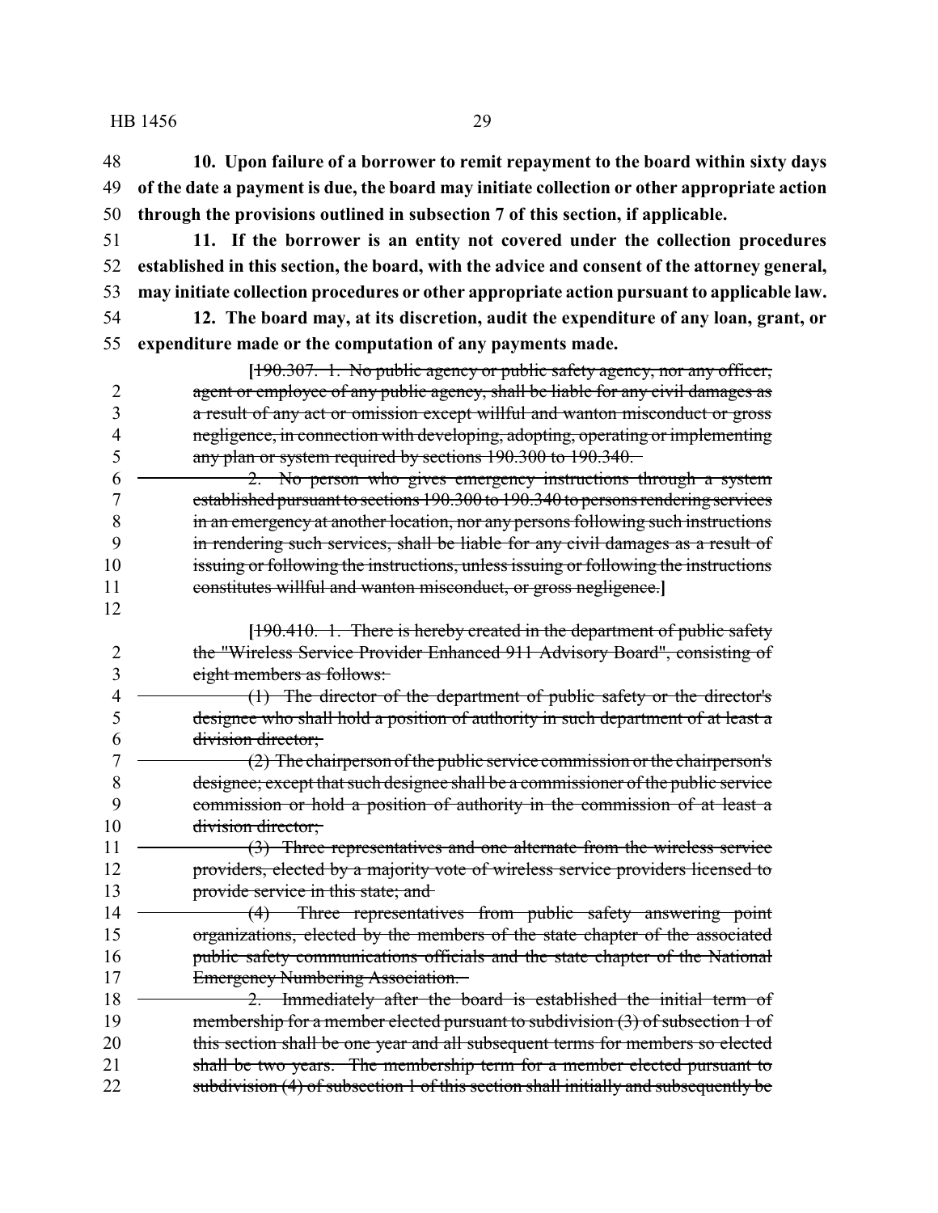**10. Upon failure of a borrower to remit repayment to the board within sixty days of the date a payment is due, the board may initiate collection or other appropriate action through the provisions outlined in subsection 7 of this section, if applicable.**

**11. If the borrower is an entity not covered under the collection procedures established in this section, the board, with the advice and consent of the attorney general, may initiate collection procedures or other appropriate action pursuant to applicable law.**

**12. The board may, at its discretion, audit the expenditure of any loan, grant, or expenditure made or the computation of any payments made.**

**[**~~190.307. 1. No public agency or public safety agency, nor any officer, agent or employee of any public agency, shall be liable for any civil damages as a result of any act or omission except willful and wanton misconduct or gross negligence, in connection with developing, adopting, operating or implementing any plan or system required by sections 190.300 to 190.340.~~

~~2. No person who gives emergency instructions through a system established pursuant to sections 190.300 to 190.340 to persons rendering services in an emergency at another location, nor any persons following such instructions in rendering such services, shall be liable for any civil damages as a result of issuing or following the instructions, unless issuing or following the instructions constitutes willful and wanton misconduct, or gross negligence.~~**]**

**[**~~190.410. 1. There is hereby created in the department of public safety the "Wireless Service Provider Enhanced 911 Advisory Board", consisting of eight members as follows:~~

~~(1) The director of the department of public safety or the director's designee who shall hold a position of authority in such department of at least a division director;~~

~~(2) The chairperson of the public service commission or the chairperson's designee; except that such designee shall be a commissioner of the public service commission or hold a position of authority in the commission of at least a division director;~~

~~(3) Three representatives and one alternate from the wireless service providers, elected by a majority vote of wireless service providers licensed to provide service in this state; and~~

~~(4) Three representatives from public safety answering point organizations, elected by the members of the state chapter of the associated public safety communications officials and the state chapter of the National Emergency Numbering Association.~~

~~2. Immediately after the board is established the initial term of membership for a member elected pursuant to subdivision (3) of subsection 1 of this section shall be one year and all subsequent terms for members so elected shall be two years. The membership term for a member elected pursuant to subdivision (4) of subsection 1 of this section shall initially and subsequently be~~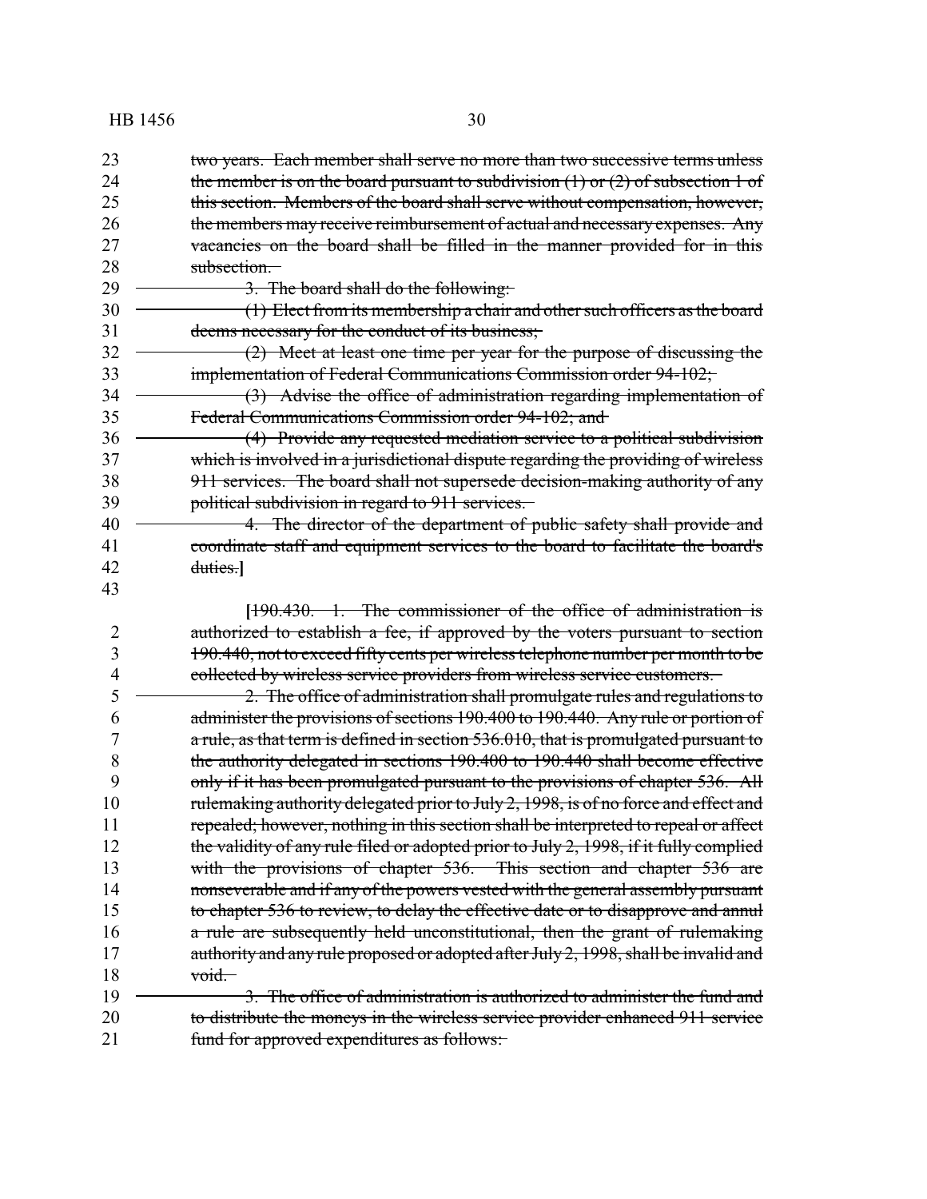two years. Each member shall serve no more than two successive terms unless the member is on the board pursuant to subdivision (1) or (2) of subsection 1 of this section. Members of the board shall serve without compensation, however, the members may receive reimbursement of actual and necessary expenses. Any vacancies on the board shall be filled in the manner provided for in this subsection.

3. The board shall do the following:

(1) Elect from its membership a chair and other such officers as the board deems necessary for the conduct of its business;

(2) Meet at least one time per year for the purpose of discussing the implementation of Federal Communications Commission order 94-102;

(3) Advise the office of administration regarding implementation of Federal Communications Commission order 94-102; and

(4) Provide any requested mediation service to a political subdivision which is involved in a jurisdictional dispute regarding the providing of wireless 911 services. The board shall not supersede decision-making authority of any political subdivision in regard to 911 services.

4. The director of the department of public safety shall provide and coordinate staff and equipment services to the board to facilitate the board's duties.]

[190.430. 1. The commissioner of the office of administration is authorized to establish a fee, if approved by the voters pursuant to section 190.440, not to exceed fifty cents per wireless telephone number per month to be collected by wireless service providers from wireless service customers.

2. The office of administration shall promulgate rules and regulations to administer the provisions of sections 190.400 to 190.440. Any rule or portion of a rule, as that term is defined in section 536.010, that is promulgated pursuant to the authority delegated in sections 190.400 to 190.440 shall become effective only if it has been promulgated pursuant to the provisions of chapter 536. All rulemaking authority delegated prior to July 2, 1998, is of no force and effect and repealed; however, nothing in this section shall be interpreted to repeal or affect the validity of any rule filed or adopted prior to July 2, 1998, if it fully complied with the provisions of chapter 536. This section and chapter 536 are nonseverable and if any of the powers vested with the general assembly pursuant to chapter 536 to review, to delay the effective date or to disapprove and annul a rule are subsequently held unconstitutional, then the grant of rulemaking authority and any rule proposed or adopted after July 2, 1998, shall be invalid and void.

3. The office of administration is authorized to administer the fund and to distribute the moneys in the wireless service provider enhanced 911 service fund for approved expenditures as follows: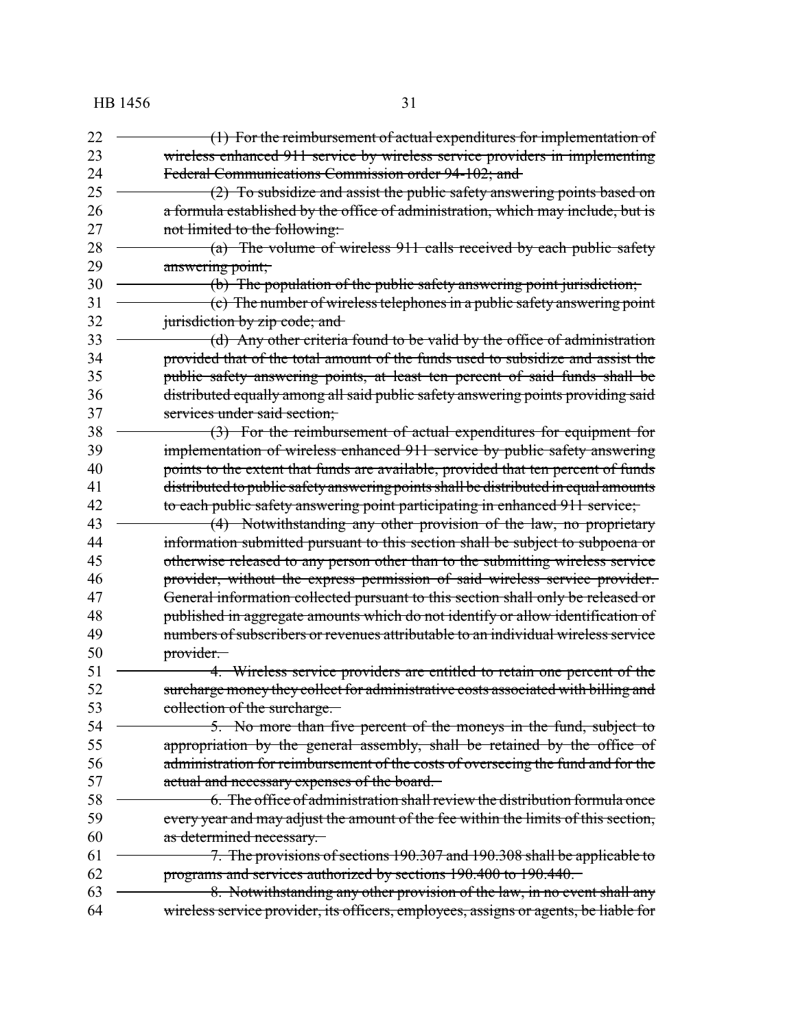~~(1) For the reimbursement of actual expenditures for implementation of wireless enhanced 911 service by wireless service providers in implementing Federal Communications Commission order 94-102; and~~

~~(2) To subsidize and assist the public safety answering points based on a formula established by the office of administration, which may include, but is not limited to the following:~~

~~(a) The volume of wireless 911 calls received by each public safety answering point;~~

~~(b) The population of the public safety answering point jurisdiction;~~

~~(c) The number of wireless telephones in a public safety answering point jurisdiction by zip code; and~~

~~(d) Any other criteria found to be valid by the office of administration provided that of the total amount of the funds used to subsidize and assist the public safety answering points, at least ten percent of said funds shall be distributed equally among all said public safety answering points providing said services under said section;~~

~~(3) For the reimbursement of actual expenditures for equipment for implementation of wireless enhanced 911 service by public safety answering points to the extent that funds are available, provided that ten percent of funds distributed to public safety answering points shall be distributed in equal amounts to each public safety answering point participating in enhanced 911 service;~~

~~(4) Notwithstanding any other provision of the law, no proprietary information submitted pursuant to this section shall be subject to subpoena or otherwise released to any person other than to the submitting wireless service provider, without the express permission of said wireless service provider. General information collected pursuant to this section shall only be released or published in aggregate amounts which do not identify or allow identification of numbers of subscribers or revenues attributable to an individual wireless service provider.~~

~~4. Wireless service providers are entitled to retain one percent of the surcharge money they collect for administrative costs associated with billing and collection of the surcharge.~~

~~5. No more than five percent of the moneys in the fund, subject to appropriation by the general assembly, shall be retained by the office of administration for reimbursement of the costs of overseeing the fund and for the actual and necessary expenses of the board.~~

~~6. The office of administration shall review the distribution formula once every year and may adjust the amount of the fee within the limits of this section, as determined necessary.~~

~~7. The provisions of sections 190.307 and 190.308 shall be applicable to programs and services authorized by sections 190.400 to 190.440.~~

~~8. Notwithstanding any other provision of the law, in no event shall any wireless service provider, its officers, employees, assigns or agents, be liable for~~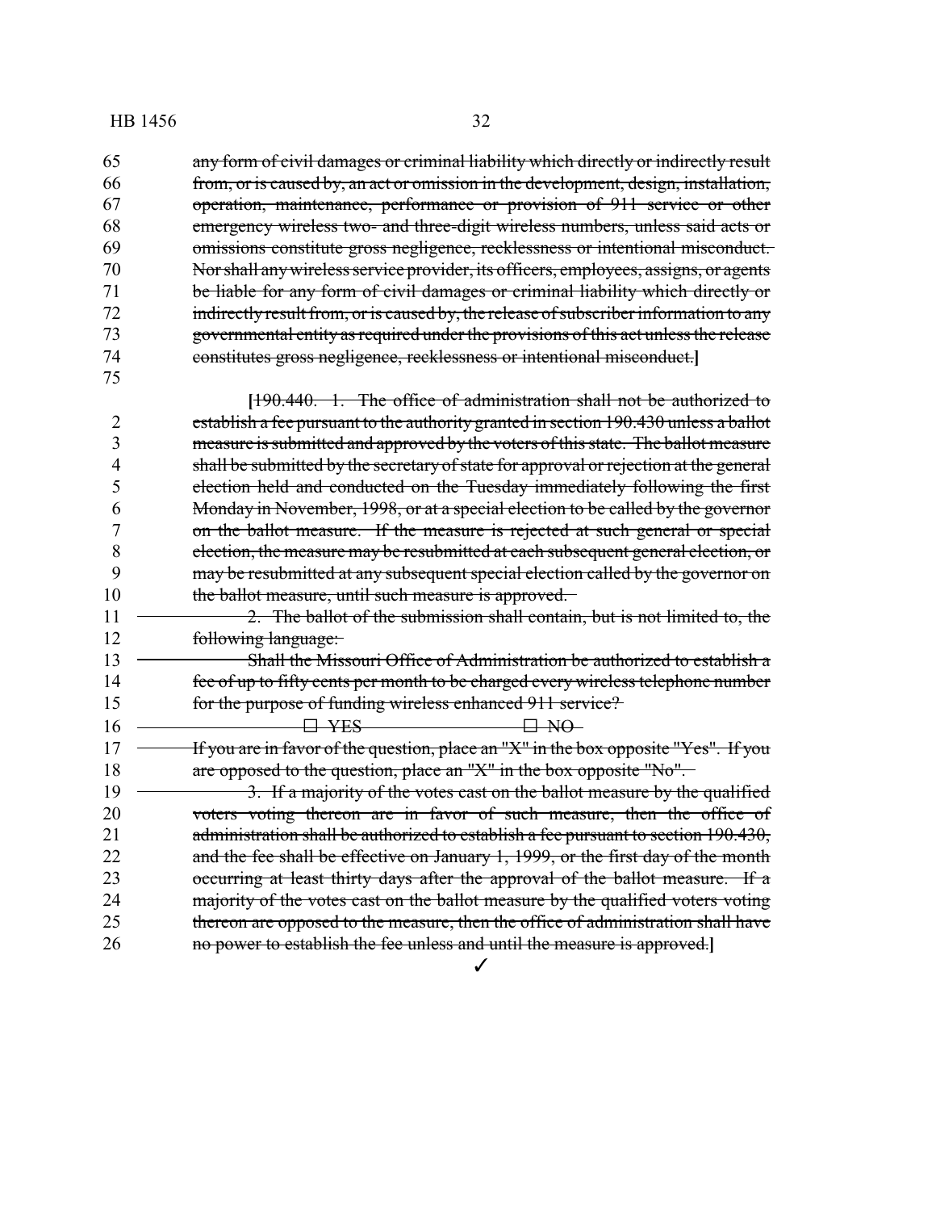65 any form of civil damages or criminal liability which directly or indirectly result
66 from, or is caused by, an act or omission in the development, design, installation,
67 operation, maintenance, performance or provision of 911 service or other
68 emergency wireless two- and three-digit wireless numbers, unless said acts or
69 omissions constitute gross negligence, recklessness or intentional misconduct.
70 Nor shall any wireless service provider, its officers, employees, assigns, or agents
71 be liable for any form of civil damages or criminal liability which directly or
72 indirectly result from, or is caused by, the release of subscriber information to any
73 governmental entity as required under the provisions of this act unless the release
74 constitutes gross negligence, recklessness or intentional misconduct.]
75

[190.440. 1. The office of administration shall not be authorized to
2 establish a fee pursuant to the authority granted in section 190.430 unless a ballot
3 measure is submitted and approved by the voters of this state. The ballot measure
4 shall be submitted by the secretary of state for approval or rejection at the general
5 election held and conducted on the Tuesday immediately following the first
6 Monday in November, 1998, or at a special election to be called by the governor
7 on the ballot measure. If the measure is rejected at such general or special
8 election, the measure may be resubmitted at each subsequent general election, or
9 may be resubmitted at any subsequent special election called by the governor on
10 the ballot measure, until such measure is approved.
11 2. The ballot of the submission shall contain, but is not limited to, the
12 following language:
13 Shall the Missouri Office of Administration be authorized to establish a
14 fee of up to fifty cents per month to be charged every wireless telephone number
15 for the purpose of funding wireless enhanced 911 service?
16 ☐ YES ☐ NO
17 If you are in favor of the question, place an "X" in the box opposite "Yes". If you
18 are opposed to the question, place an "X" in the box opposite "No".
19 3. If a majority of the votes cast on the ballot measure by the qualified
20 voters voting thereon are in favor of such measure, then the office of
21 administration shall be authorized to establish a fee pursuant to section 190.430,
22 and the fee shall be effective on January 1, 1999, or the first day of the month
23 occurring at least thirty days after the approval of the ballot measure. If a
24 majority of the votes cast on the ballot measure by the qualified voters voting
25 thereon are opposed to the measure, then the office of administration shall have
26 no power to establish the fee unless and until the measure is approved.]

✓